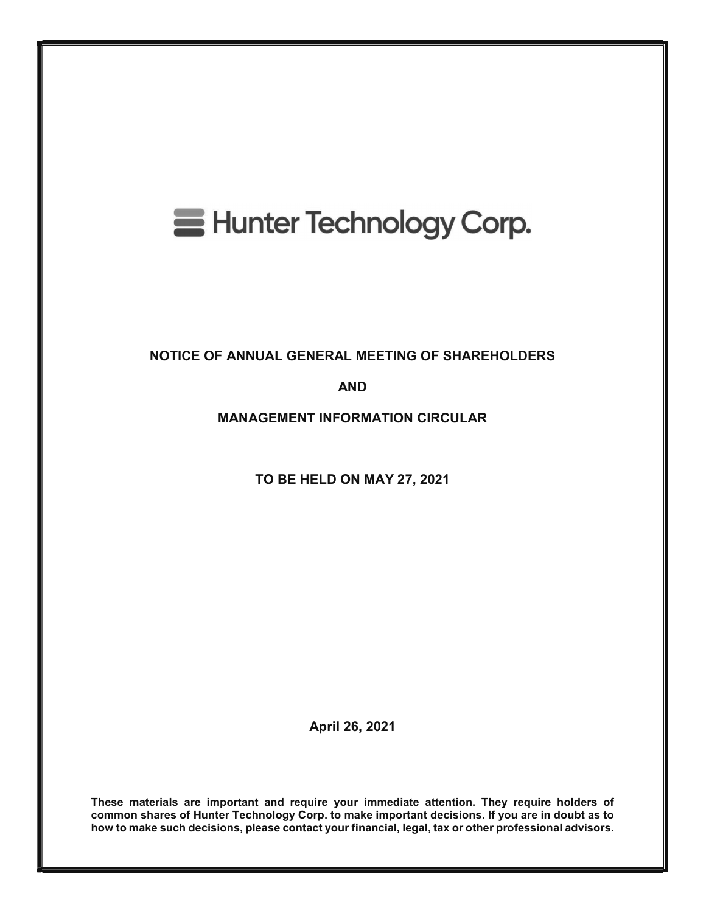# Hunter Technology Corp.

**NOTICE OF ANNUAL GENERAL MEETING OF SHAREHOLDERS**

**AND**

**MANAGEMENT INFORMATION CIRCULAR**

**TO BE HELD ON MAY 27, 2021**

**April 26, 2021**

**These materials are important and require your immediate attention. They require holders of common shares of Hunter Technology Corp. to make important decisions. If you are in doubt as to how to make such decisions, please contact your financial, legal, tax or other professional advisors.**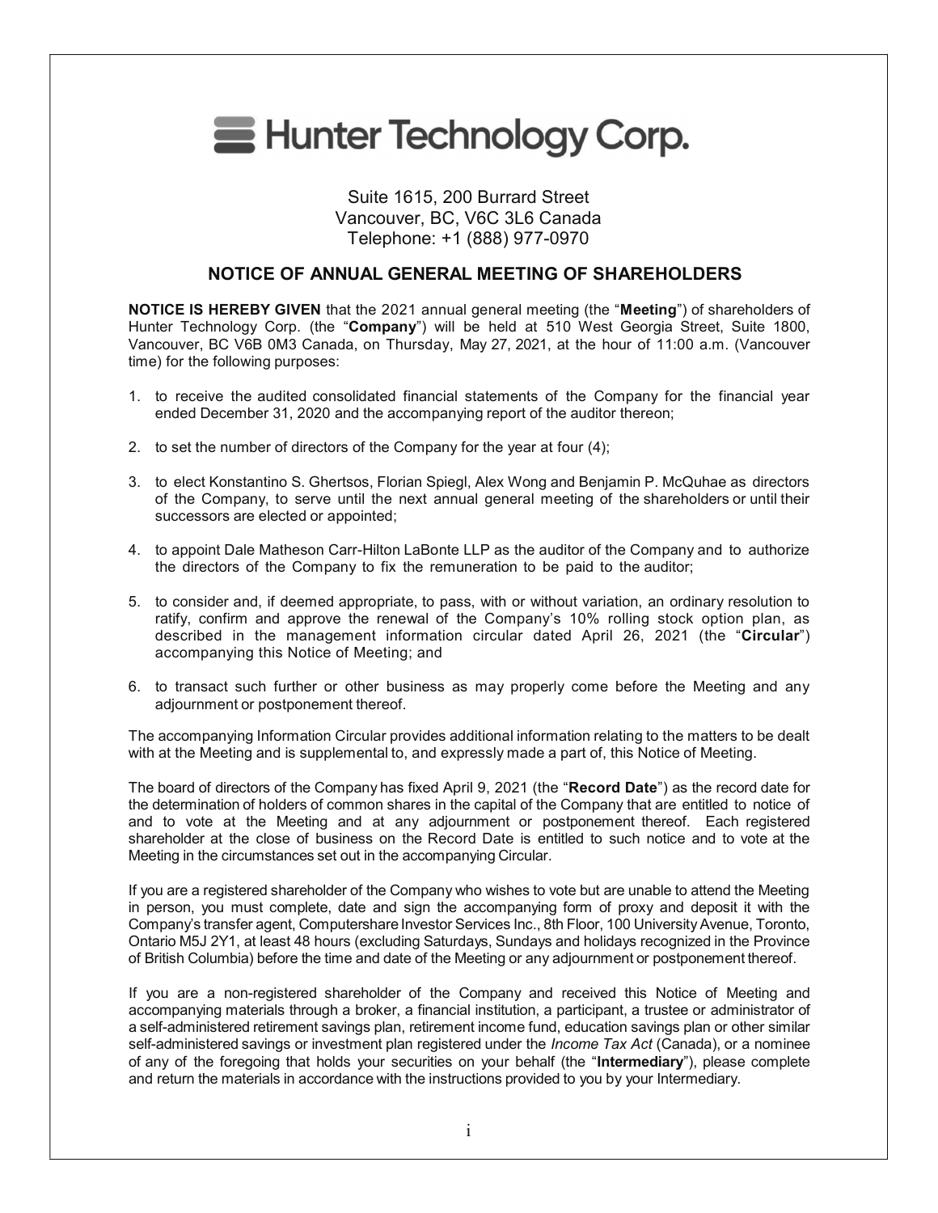# Hunter Technology Corp.

Suite 1615, 200 Burrard Street
Vancouver, BC, V6C 3L6 Canada
Telephone: +1 (888) 977-0970

## NOTICE OF ANNUAL GENERAL MEETING OF SHAREHOLDERS

**NOTICE IS HEREBY GIVEN** that the 2021 annual general meeting (the "**Meeting**") of shareholders of Hunter Technology Corp. (the "**Company**") will be held at 510 West Georgia Street, Suite 1800, Vancouver, BC V6B 0M3 Canada, on Thursday, May 27, 2021, at the hour of 11:00 a.m. (Vancouver time) for the following purposes:

1. to receive the audited consolidated financial statements of the Company for the financial year ended December 31, 2020 and the accompanying report of the auditor thereon;
2. to set the number of directors of the Company for the year at four (4);
3. to elect Konstantino S. Ghertsos, Florian Spiegl, Alex Wong and Benjamin P. McQuhae as directors of the Company, to serve until the next annual general meeting of the shareholders or until their successors are elected or appointed;
4. to appoint Dale Matheson Carr-Hilton LaBonte LLP as the auditor of the Company and to authorize the directors of the Company to fix the remuneration to be paid to the auditor;
5. to consider and, if deemed appropriate, to pass, with or without variation, an ordinary resolution to ratify, confirm and approve the renewal of the Company's 10% rolling stock option plan, as described in the management information circular dated April 26, 2021 (the "**Circular**") accompanying this Notice of Meeting; and
6. to transact such further or other business as may properly come before the Meeting and any adjournment or postponement thereof.

The accompanying Information Circular provides additional information relating to the matters to be dealt with at the Meeting and is supplemental to, and expressly made a part of, this Notice of Meeting.

The board of directors of the Company has fixed April 9, 2021 (the "**Record Date**") as the record date for the determination of holders of common shares in the capital of the Company that are entitled to notice of and to vote at the Meeting and at any adjournment or postponement thereof. Each registered shareholder at the close of business on the Record Date is entitled to such notice and to vote at the Meeting in the circumstances set out in the accompanying Circular.

If you are a registered shareholder of the Company who wishes to vote but are unable to attend the Meeting in person, you must complete, date and sign the accompanying form of proxy and deposit it with the Company's transfer agent, Computershare Investor Services Inc., 8th Floor, 100 University Avenue, Toronto, Ontario M5J 2Y1, at least 48 hours (excluding Saturdays, Sundays and holidays recognized in the Province of British Columbia) before the time and date of the Meeting or any adjournment or postponement thereof.

If you are a non-registered shareholder of the Company and received this Notice of Meeting and accompanying materials through a broker, a financial institution, a participant, a trustee or administrator of a self-administered retirement savings plan, retirement income fund, education savings plan or other similar self-administered savings or investment plan registered under the *Income Tax Act* (Canada), or a nominee of any of the foregoing that holds your securities on your behalf (the "**Intermediary**"), please complete and return the materials in accordance with the instructions provided to you by your Intermediary.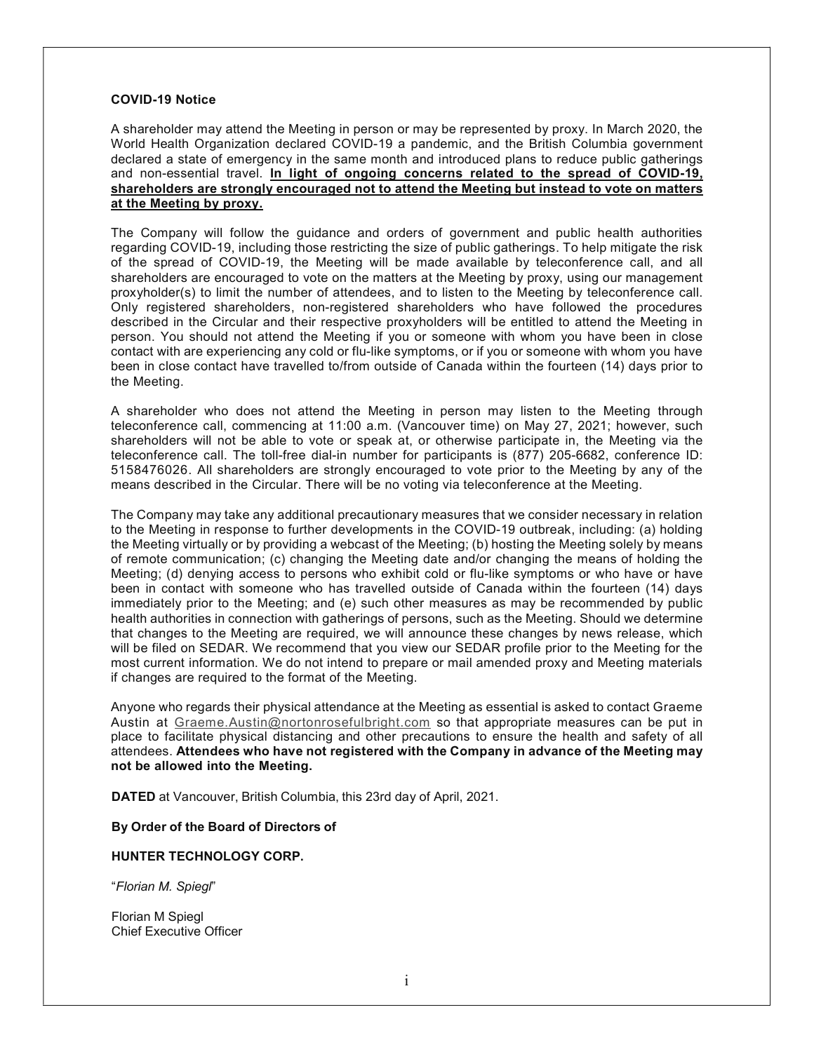**COVID-19 Notice**

A shareholder may attend the Meeting in person or may be represented by proxy. In March 2020, the World Health Organization declared COVID-19 a pandemic, and the British Columbia government declared a state of emergency in the same month and introduced plans to reduce public gatherings and non-essential travel. **In light of ongoing concerns related to the spread of COVID-19, shareholders are strongly encouraged not to attend the Meeting but instead to vote on matters at the Meeting by proxy.**

The Company will follow the guidance and orders of government and public health authorities regarding COVID-19, including those restricting the size of public gatherings. To help mitigate the risk of the spread of COVID-19, the Meeting will be made available by teleconference call, and all shareholders are encouraged to vote on the matters at the Meeting by proxy, using our management proxyholder(s) to limit the number of attendees, and to listen to the Meeting by teleconference call. Only registered shareholders, non-registered shareholders who have followed the procedures described in the Circular and their respective proxyholders will be entitled to attend the Meeting in person. You should not attend the Meeting if you or someone with whom you have been in close contact with are experiencing any cold or flu-like symptoms, or if you or someone with whom you have been in close contact have travelled to/from outside of Canada within the fourteen (14) days prior to the Meeting.

A shareholder who does not attend the Meeting in person may listen to the Meeting through teleconference call, commencing at 11:00 a.m. (Vancouver time) on May 27, 2021; however, such shareholders will not be able to vote or speak at, or otherwise participate in, the Meeting via the teleconference call. The toll-free dial-in number for participants is (877) 205-6682, conference ID: 5158476026. All shareholders are strongly encouraged to vote prior to the Meeting by any of the means described in the Circular. There will be no voting via teleconference at the Meeting.

The Company may take any additional precautionary measures that we consider necessary in relation to the Meeting in response to further developments in the COVID-19 outbreak, including: (a) holding the Meeting virtually or by providing a webcast of the Meeting; (b) hosting the Meeting solely by means of remote communication; (c) changing the Meeting date and/or changing the means of holding the Meeting; (d) denying access to persons who exhibit cold or flu-like symptoms or who have or have been in contact with someone who has travelled outside of Canada within the fourteen (14) days immediately prior to the Meeting; and (e) such other measures as may be recommended by public health authorities in connection with gatherings of persons, such as the Meeting. Should we determine that changes to the Meeting are required, we will announce these changes by news release, which will be filed on SEDAR. We recommend that you view our SEDAR profile prior to the Meeting for the most current information. We do not intend to prepare or mail amended proxy and Meeting materials if changes are required to the format of the Meeting.

Anyone who regards their physical attendance at the Meeting as essential is asked to contact Graeme Austin at Graeme.Austin@nortonrosefulbright.com so that appropriate measures can be put in place to facilitate physical distancing and other precautions to ensure the health and safety of all attendees. **Attendees who have not registered with the Company in advance of the Meeting may not be allowed into the Meeting.**

**DATED** at Vancouver, British Columbia, this 23rd day of April, 2021.

**By Order of the Board of Directors of**

**HUNTER TECHNOLOGY CORP.**

"*Florian M. Spiegl*"

Florian M Spiegl
Chief Executive Officer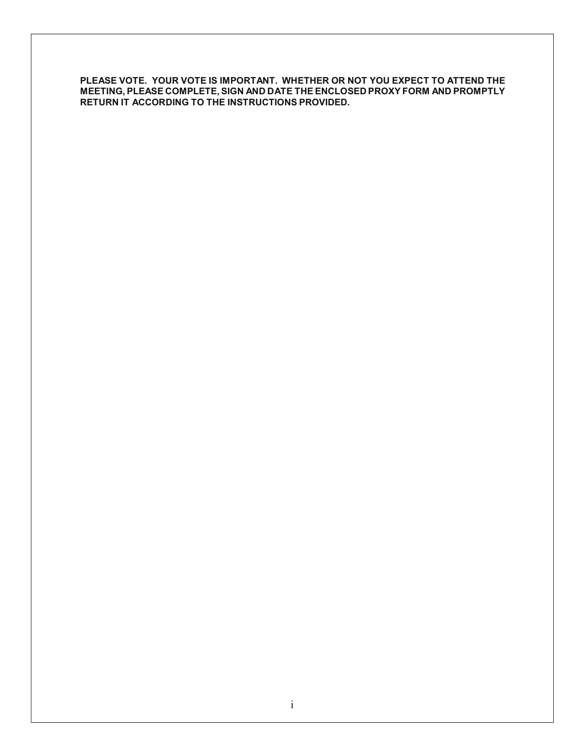**PLEASE VOTE. YOUR VOTE IS IMPORTANT. WHETHER OR NOT YOU EXPECT TO ATTEND THE MEETING, PLEASE COMPLETE, SIGN AND DATE THE ENCLOSED PROXY FORM AND PROMPTLY RETURN IT ACCORDING TO THE INSTRUCTIONS PROVIDED.**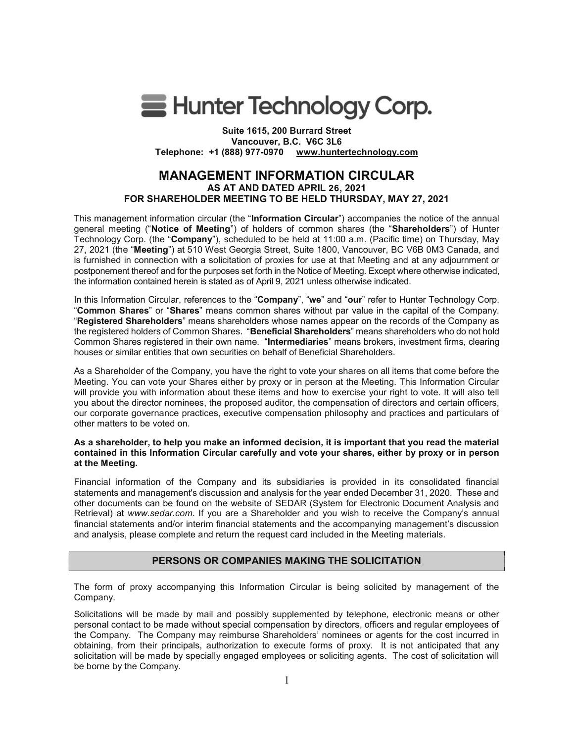# Hunter Technology Corp.

**Suite 1615, 200 Burrard Street**
**Vancouver, B.C. V6C 3L6**
**Telephone: +1 (888) 977-0970 [www.huntertechnology.com](http://www.huntertechnology.com)**

# MANAGEMENT INFORMATION CIRCULAR

**AS AT AND DATED APRIL 26, 2021**
**FOR SHAREHOLDER MEETING TO BE HELD THURSDAY, MAY 27, 2021**

This management information circular (the "**Information Circular**") accompanies the notice of the annual general meeting ("**Notice of Meeting**") of holders of common shares (the "**Shareholders**") of Hunter Technology Corp. (the "**Company**"), scheduled to be held at 11:00 a.m. (Pacific time) on Thursday, May 27, 2021 (the "**Meeting**") at 510 West Georgia Street, Suite 1800, Vancouver, BC V6B 0M3 Canada, and is furnished in connection with a solicitation of proxies for use at that Meeting and at any adjournment or postponement thereof and for the purposes set forth in the Notice of Meeting. Except where otherwise indicated, the information contained herein is stated as of April 9, 2021 unless otherwise indicated.

In this Information Circular, references to the "**Company**", "**we**" and "**our**" refer to Hunter Technology Corp. "**Common Shares**" or "**Shares**" means common shares without par value in the capital of the Company. "**Registered Shareholders**" means shareholders whose names appear on the records of the Company as the registered holders of Common Shares. "**Beneficial Shareholders**" means shareholders who do not hold Common Shares registered in their own name. "**Intermediaries**" means brokers, investment firms, clearing houses or similar entities that own securities on behalf of Beneficial Shareholders.

As a Shareholder of the Company, you have the right to vote your shares on all items that come before the Meeting. You can vote your Shares either by proxy or in person at the Meeting. This Information Circular will provide you with information about these items and how to exercise your right to vote. It will also tell you about the director nominees, the proposed auditor, the compensation of directors and certain officers, our corporate governance practices, executive compensation philosophy and practices and particulars of other matters to be voted on.

**As a shareholder, to help you make an informed decision, it is important that you read the material contained in this Information Circular carefully and vote your shares, either by proxy or in person at the Meeting.**

Financial information of the Company and its subsidiaries is provided in its consolidated financial statements and management's discussion and analysis for the year ended December 31, 2020. These and other documents can be found on the website of SEDAR (System for Electronic Document Analysis and Retrieval) at *www.sedar.com*. If you are a Shareholder and you wish to receive the Company's annual financial statements and/or interim financial statements and the accompanying management's discussion and analysis, please complete and return the request card included in the Meeting materials.

## PERSONS OR COMPANIES MAKING THE SOLICITATION

The form of proxy accompanying this Information Circular is being solicited by management of the Company.

Solicitations will be made by mail and possibly supplemented by telephone, electronic means or other personal contact to be made without special compensation by directors, officers and regular employees of the Company. The Company may reimburse Shareholders' nominees or agents for the cost incurred in obtaining, from their principals, authorization to execute forms of proxy. It is not anticipated that any solicitation will be made by specially engaged employees or soliciting agents. The cost of solicitation will be borne by the Company.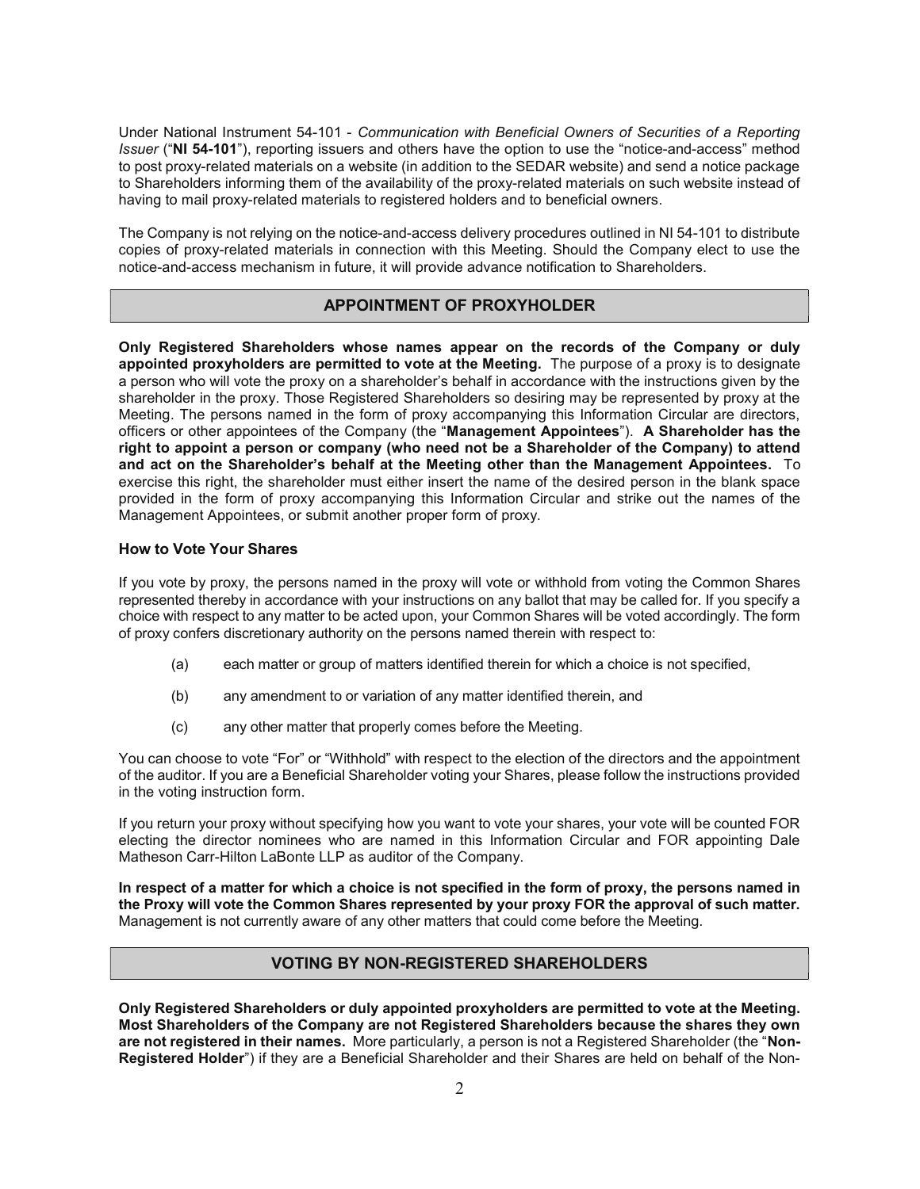Under National Instrument 54-101 - *Communication with Beneficial Owners of Securities of a Reporting Issuer* ("**NI 54-101**"), reporting issuers and others have the option to use the "notice-and-access" method to post proxy-related materials on a website (in addition to the SEDAR website) and send a notice package to Shareholders informing them of the availability of the proxy-related materials on such website instead of having to mail proxy-related materials to registered holders and to beneficial owners.

The Company is not relying on the notice-and-access delivery procedures outlined in NI 54-101 to distribute copies of proxy-related materials in connection with this Meeting. Should the Company elect to use the notice-and-access mechanism in future, it will provide advance notification to Shareholders.

## APPOINTMENT OF PROXYHOLDER

**Only Registered Shareholders whose names appear on the records of the Company or duly appointed proxyholders are permitted to vote at the Meeting.** The purpose of a proxy is to designate a person who will vote the proxy on a shareholder's behalf in accordance with the instructions given by the shareholder in the proxy. Those Registered Shareholders so desiring may be represented by proxy at the Meeting. The persons named in the form of proxy accompanying this Information Circular are directors, officers or other appointees of the Company (the "**Management Appointees**"). **A Shareholder has the right to appoint a person or company (who need not be a Shareholder of the Company) to attend and act on the Shareholder's behalf at the Meeting other than the Management Appointees.** To exercise this right, the shareholder must either insert the name of the desired person in the blank space provided in the form of proxy accompanying this Information Circular and strike out the names of the Management Appointees, or submit another proper form of proxy.

### How to Vote Your Shares

If you vote by proxy, the persons named in the proxy will vote or withhold from voting the Common Shares represented thereby in accordance with your instructions on any ballot that may be called for. If you specify a choice with respect to any matter to be acted upon, your Common Shares will be voted accordingly. The form of proxy confers discretionary authority on the persons named therein with respect to:

(a) each matter or group of matters identified therein for which a choice is not specified,

(b) any amendment to or variation of any matter identified therein, and

(c) any other matter that properly comes before the Meeting.

You can choose to vote "For" or "Withhold" with respect to the election of the directors and the appointment of the auditor. If you are a Beneficial Shareholder voting your Shares, please follow the instructions provided in the voting instruction form.

If you return your proxy without specifying how you want to vote your shares, your vote will be counted FOR electing the director nominees who are named in this Information Circular and FOR appointing Dale Matheson Carr-Hilton LaBonte LLP as auditor of the Company.

**In respect of a matter for which a choice is not specified in the form of proxy, the persons named in the Proxy will vote the Common Shares represented by your proxy FOR the approval of such matter.** Management is not currently aware of any other matters that could come before the Meeting.

## VOTING BY NON-REGISTERED SHAREHOLDERS

**Only Registered Shareholders or duly appointed proxyholders are permitted to vote at the Meeting. Most Shareholders of the Company are not Registered Shareholders because the shares they own are not registered in their names.** More particularly, a person is not a Registered Shareholder (the "**Non-Registered Holder**") if they are a Beneficial Shareholder and their Shares are held on behalf of the Non-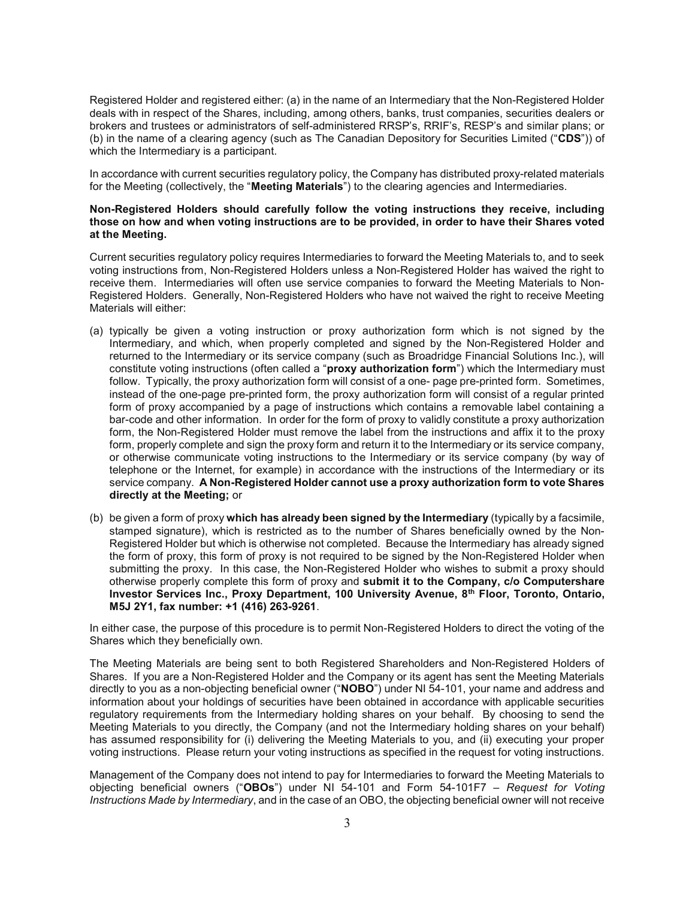Registered Holder and registered either: (a) in the name of an Intermediary that the Non-Registered Holder deals with in respect of the Shares, including, among others, banks, trust companies, securities dealers or brokers and trustees or administrators of self-administered RRSP's, RRIF's, RESP's and similar plans; or (b) in the name of a clearing agency (such as The Canadian Depository for Securities Limited ("**CDS**")) of which the Intermediary is a participant.

In accordance with current securities regulatory policy, the Company has distributed proxy-related materials for the Meeting (collectively, the "**Meeting Materials**") to the clearing agencies and Intermediaries.

**Non-Registered Holders should carefully follow the voting instructions they receive, including those on how and when voting instructions are to be provided, in order to have their Shares voted at the Meeting.**

Current securities regulatory policy requires Intermediaries to forward the Meeting Materials to, and to seek voting instructions from, Non-Registered Holders unless a Non-Registered Holder has waived the right to receive them. Intermediaries will often use service companies to forward the Meeting Materials to Non-Registered Holders. Generally, Non-Registered Holders who have not waived the right to receive Meeting Materials will either:

(a) typically be given a voting instruction or proxy authorization form which is not signed by the Intermediary, and which, when properly completed and signed by the Non-Registered Holder and returned to the Intermediary or its service company (such as Broadridge Financial Solutions Inc.), will constitute voting instructions (often called a "**proxy authorization form**") which the Intermediary must follow. Typically, the proxy authorization form will consist of a one- page pre-printed form. Sometimes, instead of the one-page pre-printed form, the proxy authorization form will consist of a regular printed form of proxy accompanied by a page of instructions which contains a removable label containing a bar-code and other information. In order for the form of proxy to validly constitute a proxy authorization form, the Non-Registered Holder must remove the label from the instructions and affix it to the proxy form, properly complete and sign the proxy form and return it to the Intermediary or its service company, or otherwise communicate voting instructions to the Intermediary or its service company (by way of telephone or the Internet, for example) in accordance with the instructions of the Intermediary or its service company. **A Non-Registered Holder cannot use a proxy authorization form to vote Shares directly at the Meeting;** or

(b) be given a form of proxy **which has already been signed by the Intermediary** (typically by a facsimile, stamped signature), which is restricted as to the number of Shares beneficially owned by the Non-Registered Holder but which is otherwise not completed. Because the Intermediary has already signed the form of proxy, this form of proxy is not required to be signed by the Non-Registered Holder when submitting the proxy. In this case, the Non-Registered Holder who wishes to submit a proxy should otherwise properly complete this form of proxy and **submit it to the Company, c/o Computershare Investor Services Inc., Proxy Department, 100 University Avenue, 8th Floor, Toronto, Ontario, M5J 2Y1, fax number: +1 (416) 263-9261**.

In either case, the purpose of this procedure is to permit Non-Registered Holders to direct the voting of the Shares which they beneficially own.

The Meeting Materials are being sent to both Registered Shareholders and Non-Registered Holders of Shares. If you are a Non-Registered Holder and the Company or its agent has sent the Meeting Materials directly to you as a non-objecting beneficial owner ("**NOBO**") under NI 54-101, your name and address and information about your holdings of securities have been obtained in accordance with applicable securities regulatory requirements from the Intermediary holding shares on your behalf. By choosing to send the Meeting Materials to you directly, the Company (and not the Intermediary holding shares on your behalf) has assumed responsibility for (i) delivering the Meeting Materials to you, and (ii) executing your proper voting instructions. Please return your voting instructions as specified in the request for voting instructions.

Management of the Company does not intend to pay for Intermediaries to forward the Meeting Materials to objecting beneficial owners ("**OBOs**") under NI 54-101 and Form 54-101F7 – *Request for Voting Instructions Made by Intermediary*, and in the case of an OBO, the objecting beneficial owner will not receive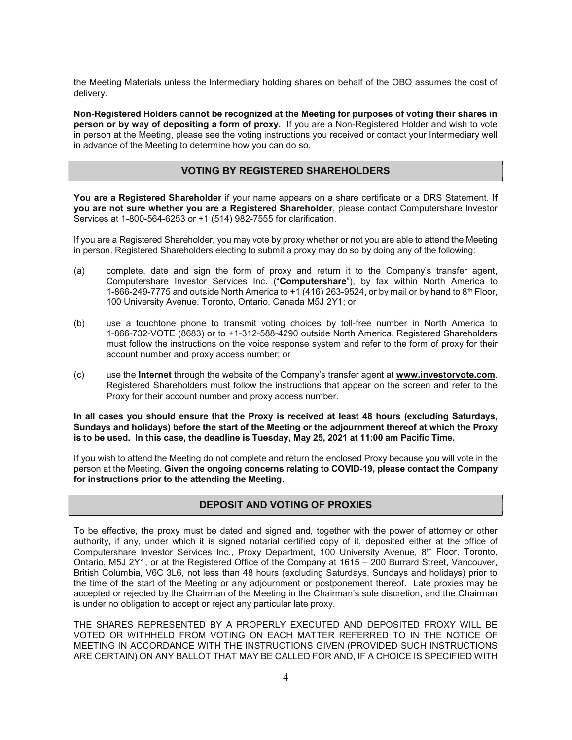the Meeting Materials unless the Intermediary holding shares on behalf of the OBO assumes the cost of delivery.

**Non-Registered Holders cannot be recognized at the Meeting for purposes of voting their shares in person or by way of depositing a form of proxy.** If you are a Non-Registered Holder and wish to vote in person at the Meeting, please see the voting instructions you received or contact your Intermediary well in advance of the Meeting to determine how you can do so.

## VOTING BY REGISTERED SHAREHOLDERS

**You are a Registered Shareholder** if your name appears on a share certificate or a DRS Statement. **If you are not sure whether you are a Registered Shareholder**, please contact Computershare Investor Services at 1-800-564-6253 or +1 (514) 982-7555 for clarification.

If you are a Registered Shareholder, you may vote by proxy whether or not you are able to attend the Meeting in person. Registered Shareholders electing to submit a proxy may do so by doing any of the following:

(a) complete, date and sign the form of proxy and return it to the Company's transfer agent, Computershare Investor Services Inc. ("**Computershare**"), by fax within North America to 1-866-249-7775 and outside North America to +1 (416) 263-9524, or by mail or by hand to 8th Floor, 100 University Avenue, Toronto, Ontario, Canada M5J 2Y1; or

(b) use a touchtone phone to transmit voting choices by toll-free number in North America to 1-866-732-VOTE (8683) or to +1-312-588-4290 outside North America. Registered Shareholders must follow the instructions on the voice response system and refer to the form of proxy for their account number and proxy access number; or

(c) use the **Internet** through the website of the Company's transfer agent at **www.investorvote.com**. Registered Shareholders must follow the instructions that appear on the screen and refer to the Proxy for their account number and proxy access number.

**In all cases you should ensure that the Proxy is received at least 48 hours (excluding Saturdays, Sundays and holidays) before the start of the Meeting or the adjournment thereof at which the Proxy is to be used. In this case, the deadline is Tuesday, May 25, 2021 at 11:00 am Pacific Time.**

If you wish to attend the Meeting do not complete and return the enclosed Proxy because you will vote in the person at the Meeting. **Given the ongoing concerns relating to COVID-19, please contact the Company for instructions prior to the attending the Meeting.**

## DEPOSIT AND VOTING OF PROXIES

To be effective, the proxy must be dated and signed and, together with the power of attorney or other authority, if any, under which it is signed notarial certified copy of it, deposited either at the office of Computershare Investor Services Inc., Proxy Department, 100 University Avenue, 8th Floor, Toronto, Ontario, M5J 2Y1, or at the Registered Office of the Company at 1615 – 200 Burrard Street, Vancouver, British Columbia, V6C 3L6, not less than 48 hours (excluding Saturdays, Sundays and holidays) prior to the time of the start of the Meeting or any adjournment or postponement thereof. Late proxies may be accepted or rejected by the Chairman of the Meeting in the Chairman's sole discretion, and the Chairman is under no obligation to accept or reject any particular late proxy.

THE SHARES REPRESENTED BY A PROPERLY EXECUTED AND DEPOSITED PROXY WILL BE VOTED OR WITHHELD FROM VOTING ON EACH MATTER REFERRED TO IN THE NOTICE OF MEETING IN ACCORDANCE WITH THE INSTRUCTIONS GIVEN (PROVIDED SUCH INSTRUCTIONS ARE CERTAIN) ON ANY BALLOT THAT MAY BE CALLED FOR AND, IF A CHOICE IS SPECIFIED WITH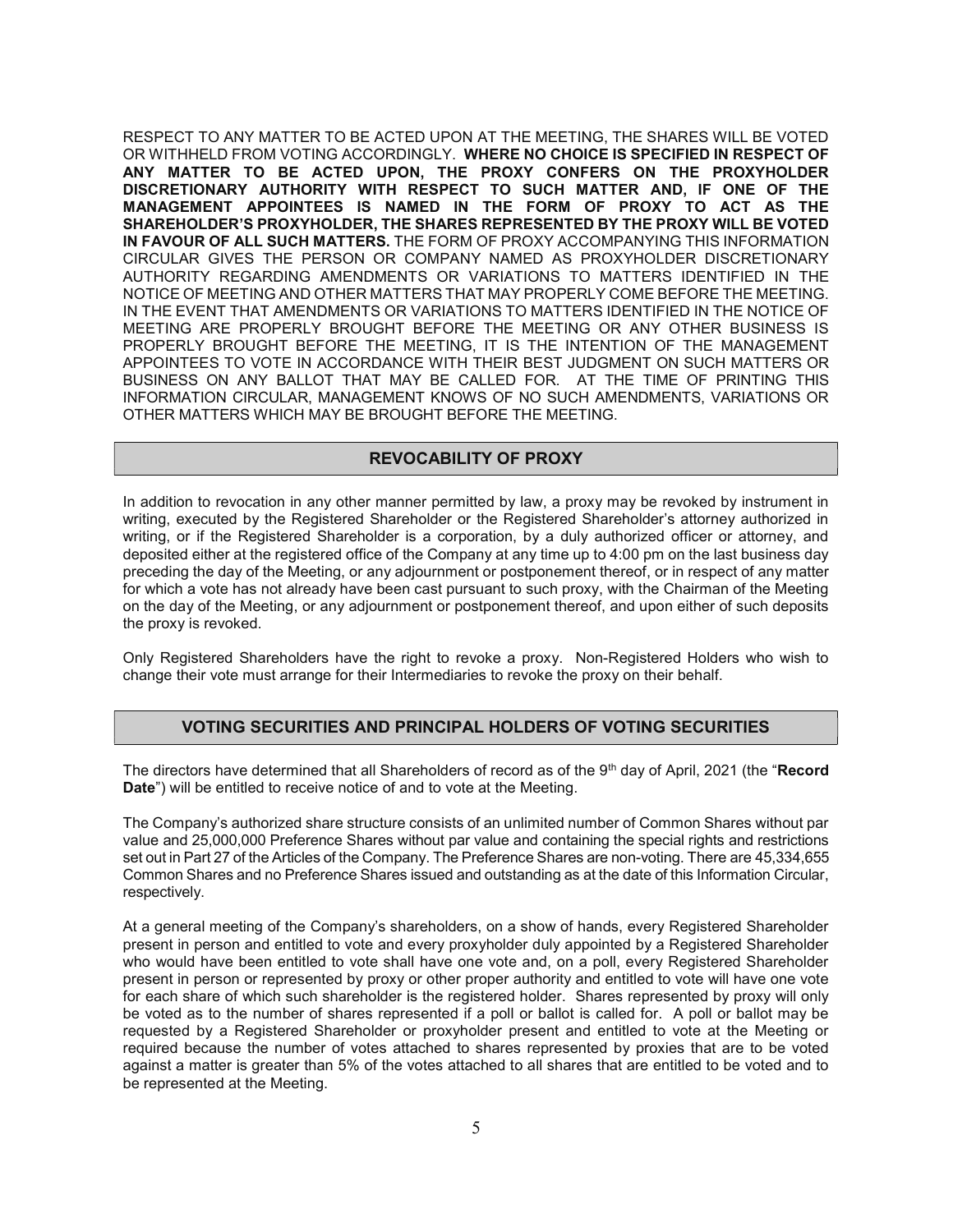RESPECT TO ANY MATTER TO BE ACTED UPON AT THE MEETING, THE SHARES WILL BE VOTED OR WITHHELD FROM VOTING ACCORDINGLY. **WHERE NO CHOICE IS SPECIFIED IN RESPECT OF ANY MATTER TO BE ACTED UPON, THE PROXY CONFERS ON THE PROXYHOLDER DISCRETIONARY AUTHORITY WITH RESPECT TO SUCH MATTER AND, IF ONE OF THE MANAGEMENT APPOINTEES IS NAMED IN THE FORM OF PROXY TO ACT AS THE SHAREHOLDER'S PROXYHOLDER, THE SHARES REPRESENTED BY THE PROXY WILL BE VOTED IN FAVOUR OF ALL SUCH MATTERS.** THE FORM OF PROXY ACCOMPANYING THIS INFORMATION CIRCULAR GIVES THE PERSON OR COMPANY NAMED AS PROXYHOLDER DISCRETIONARY AUTHORITY REGARDING AMENDMENTS OR VARIATIONS TO MATTERS IDENTIFIED IN THE NOTICE OF MEETING AND OTHER MATTERS THAT MAY PROPERLY COME BEFORE THE MEETING. IN THE EVENT THAT AMENDMENTS OR VARIATIONS TO MATTERS IDENTIFIED IN THE NOTICE OF MEETING ARE PROPERLY BROUGHT BEFORE THE MEETING OR ANY OTHER BUSINESS IS PROPERLY BROUGHT BEFORE THE MEETING, IT IS THE INTENTION OF THE MANAGEMENT APPOINTEES TO VOTE IN ACCORDANCE WITH THEIR BEST JUDGMENT ON SUCH MATTERS OR BUSINESS ON ANY BALLOT THAT MAY BE CALLED FOR. AT THE TIME OF PRINTING THIS INFORMATION CIRCULAR, MANAGEMENT KNOWS OF NO SUCH AMENDMENTS, VARIATIONS OR OTHER MATTERS WHICH MAY BE BROUGHT BEFORE THE MEETING.

## REVOCABILITY OF PROXY

In addition to revocation in any other manner permitted by law, a proxy may be revoked by instrument in writing, executed by the Registered Shareholder or the Registered Shareholder's attorney authorized in writing, or if the Registered Shareholder is a corporation, by a duly authorized officer or attorney, and deposited either at the registered office of the Company at any time up to 4:00 pm on the last business day preceding the day of the Meeting, or any adjournment or postponement thereof, or in respect of any matter for which a vote has not already have been cast pursuant to such proxy, with the Chairman of the Meeting on the day of the Meeting, or any adjournment or postponement thereof, and upon either of such deposits the proxy is revoked.

Only Registered Shareholders have the right to revoke a proxy. Non-Registered Holders who wish to change their vote must arrange for their Intermediaries to revoke the proxy on their behalf.

## VOTING SECURITIES AND PRINCIPAL HOLDERS OF VOTING SECURITIES

The directors have determined that all Shareholders of record as of the 9th day of April, 2021 (the "**Record Date**") will be entitled to receive notice of and to vote at the Meeting.

The Company's authorized share structure consists of an unlimited number of Common Shares without par value and 25,000,000 Preference Shares without par value and containing the special rights and restrictions set out in Part 27 of the Articles of the Company. The Preference Shares are non-voting. There are 45,334,655 Common Shares and no Preference Shares issued and outstanding as at the date of this Information Circular, respectively.

At a general meeting of the Company's shareholders, on a show of hands, every Registered Shareholder present in person and entitled to vote and every proxyholder duly appointed by a Registered Shareholder who would have been entitled to vote shall have one vote and, on a poll, every Registered Shareholder present in person or represented by proxy or other proper authority and entitled to vote will have one vote for each share of which such shareholder is the registered holder. Shares represented by proxy will only be voted as to the number of shares represented if a poll or ballot is called for. A poll or ballot may be requested by a Registered Shareholder or proxyholder present and entitled to vote at the Meeting or required because the number of votes attached to shares represented by proxies that are to be voted against a matter is greater than 5% of the votes attached to all shares that are entitled to be voted and to be represented at the Meeting.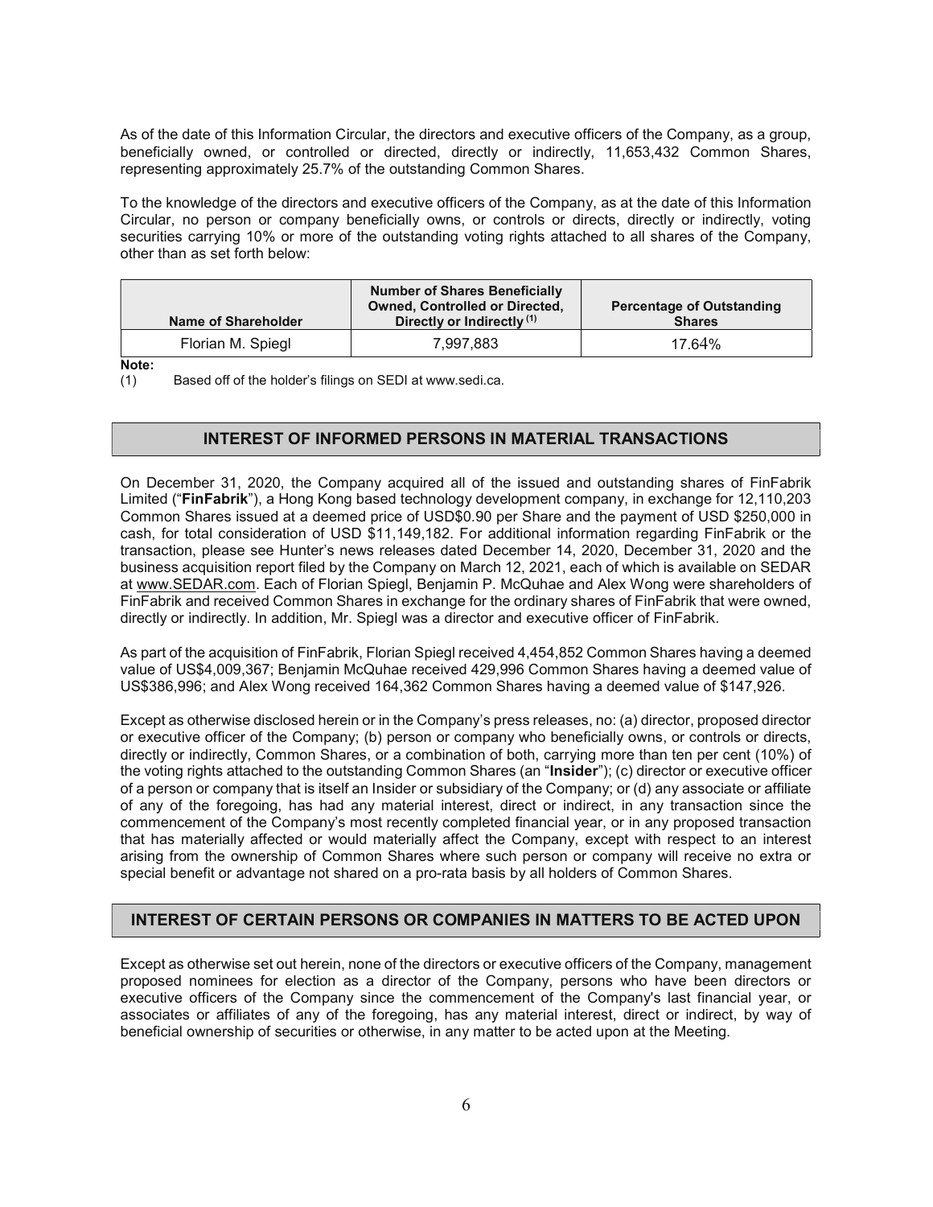As of the date of this Information Circular, the directors and executive officers of the Company, as a group, beneficially owned, or controlled or directed, directly or indirectly, 11,653,432 Common Shares, representing approximately 25.7% of the outstanding Common Shares.

To the knowledge of the directors and executive officers of the Company, as at the date of this Information Circular, no person or company beneficially owns, or controls or directs, directly or indirectly, voting securities carrying 10% or more of the outstanding voting rights attached to all shares of the Company, other than as set forth below:

| Name of Shareholder | Number of Shares Beneficially Owned, Controlled or Directed, Directly or Indirectly [(1)] | Percentage of Outstanding Shares |
|---|---|---|
| Florian M. Spiegl | 7,997,883 | 17.64% |

**Note:**

(1) Based off of the holder's filings on SEDI at www.sedi.ca.

## INTEREST OF INFORMED PERSONS IN MATERIAL TRANSACTIONS

On December 31, 2020, the Company acquired all of the issued and outstanding shares of FinFabrik Limited ("**FinFabrik**"), a Hong Kong based technology development company, in exchange for 12,110,203 Common Shares issued at a deemed price of USD$0.90 per Share and the payment of USD $250,000 in cash, for total consideration of USD $11,149,182. For additional information regarding FinFabrik or the transaction, please see Hunter's news releases dated December 14, 2020, December 31, 2020 and the business acquisition report filed by the Company on March 12, 2021, each of which is available on SEDAR at www.SEDAR.com. Each of Florian Spiegl, Benjamin P. McQuhae and Alex Wong were shareholders of FinFabrik and received Common Shares in exchange for the ordinary shares of FinFabrik that were owned, directly or indirectly. In addition, Mr. Spiegl was a director and executive officer of FinFabrik.

As part of the acquisition of FinFabrik, Florian Spiegl received 4,454,852 Common Shares having a deemed value of US$4,009,367; Benjamin McQuhae received 429,996 Common Shares having a deemed value of US$386,996; and Alex Wong received 164,362 Common Shares having a deemed value of $147,926.

Except as otherwise disclosed herein or in the Company's press releases, no: (a) director, proposed director or executive officer of the Company; (b) person or company who beneficially owns, or controls or directs, directly or indirectly, Common Shares, or a combination of both, carrying more than ten per cent (10%) of the voting rights attached to the outstanding Common Shares (an "**Insider**"); (c) director or executive officer of a person or company that is itself an Insider or subsidiary of the Company; or (d) any associate or affiliate of any of the foregoing, has had any material interest, direct or indirect, in any transaction since the commencement of the Company's most recently completed financial year, or in any proposed transaction that has materially affected or would materially affect the Company, except with respect to an interest arising from the ownership of Common Shares where such person or company will receive no extra or special benefit or advantage not shared on a pro-rata basis by all holders of Common Shares.

## INTEREST OF CERTAIN PERSONS OR COMPANIES IN MATTERS TO BE ACTED UPON

Except as otherwise set out herein, none of the directors or executive officers of the Company, management proposed nominees for election as a director of the Company, persons who have been directors or executive officers of the Company since the commencement of the Company's last financial year, or associates or affiliates of any of the foregoing, has any material interest, direct or indirect, by way of beneficial ownership of securities or otherwise, in any matter to be acted upon at the Meeting.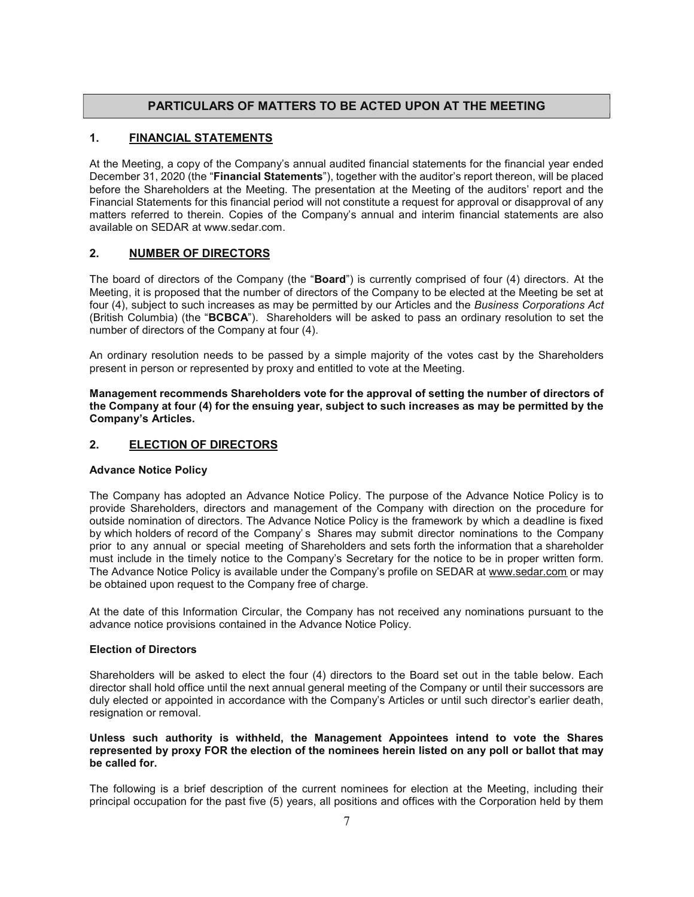## PARTICULARS OF MATTERS TO BE ACTED UPON AT THE MEETING

### 1. FINANCIAL STATEMENTS

At the Meeting, a copy of the Company's annual audited financial statements for the financial year ended December 31, 2020 (the "**Financial Statements**"), together with the auditor's report thereon, will be placed before the Shareholders at the Meeting. The presentation at the Meeting of the auditors' report and the Financial Statements for this financial period will not constitute a request for approval or disapproval of any matters referred to therein. Copies of the Company's annual and interim financial statements are also available on SEDAR at www.sedar.com.

### 2. NUMBER OF DIRECTORS

The board of directors of the Company (the "**Board**") is currently comprised of four (4) directors. At the Meeting, it is proposed that the number of directors of the Company to be elected at the Meeting be set at four (4), subject to such increases as may be permitted by our Articles and the *Business Corporations Act* (British Columbia) (the "**BCBCA**"). Shareholders will be asked to pass an ordinary resolution to set the number of directors of the Company at four (4).

An ordinary resolution needs to be passed by a simple majority of the votes cast by the Shareholders present in person or represented by proxy and entitled to vote at the Meeting.

**Management recommends Shareholders vote for the approval of setting the number of directors of the Company at four (4) for the ensuing year, subject to such increases as may be permitted by the Company's Articles.**

### 2. ELECTION OF DIRECTORS

**Advance Notice Policy**

The Company has adopted an Advance Notice Policy. The purpose of the Advance Notice Policy is to provide Shareholders, directors and management of the Company with direction on the procedure for outside nomination of directors. The Advance Notice Policy is the framework by which a deadline is fixed by which holders of record of the Company' s Shares may submit director nominations to the Company prior to any annual or special meeting of Shareholders and sets forth the information that a shareholder must include in the timely notice to the Company's Secretary for the notice to be in proper written form. The Advance Notice Policy is available under the Company's profile on SEDAR at www.sedar.com or may be obtained upon request to the Company free of charge.

At the date of this Information Circular, the Company has not received any nominations pursuant to the advance notice provisions contained in the Advance Notice Policy.

**Election of Directors**

Shareholders will be asked to elect the four (4) directors to the Board set out in the table below. Each director shall hold office until the next annual general meeting of the Company or until their successors are duly elected or appointed in accordance with the Company's Articles or until such director's earlier death, resignation or removal.

**Unless such authority is withheld, the Management Appointees intend to vote the Shares represented by proxy FOR the election of the nominees herein listed on any poll or ballot that may be called for.**

The following is a brief description of the current nominees for election at the Meeting, including their principal occupation for the past five (5) years, all positions and offices with the Corporation held by them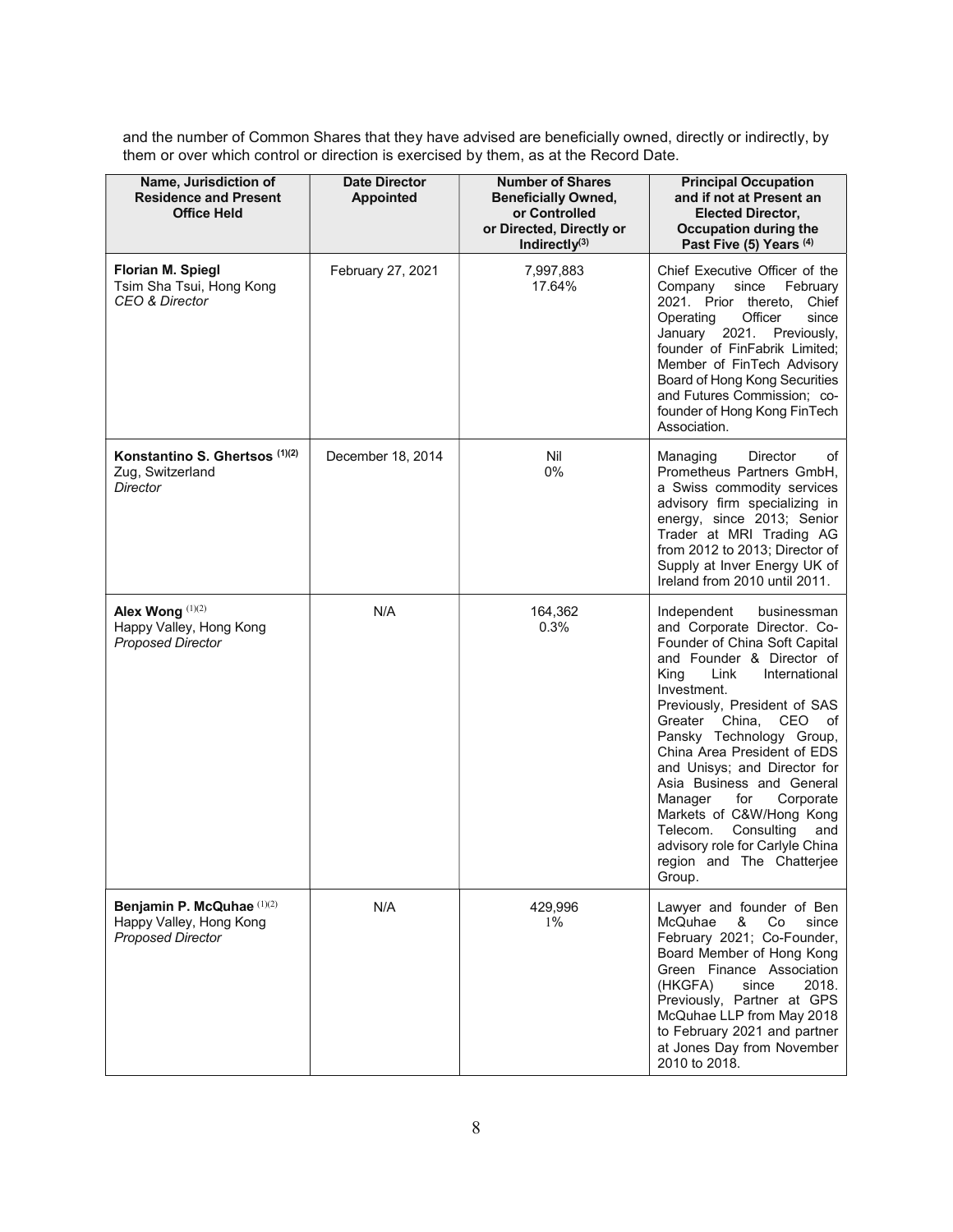and the number of Common Shares that they have advised are beneficially owned, directly or indirectly, by them or over which control or direction is exercised by them, as at the Record Date.

| Name, Jurisdiction of Residence and Present Office Held | Date Director Appointed | Number of Shares Beneficially Owned, or Controlled or Directed, Directly or Indirectly[3] | Principal Occupation and if not at Present an Elected Director, Occupation during the Past Five (5) Years [4] |
|---|---|---|---|
| **Florian M. Spiegl**<br>Tsim Sha Tsui, Hong Kong<br>*CEO & Director* | February 27, 2021 | 7,997,883<br>17.64% | Chief Executive Officer of the Company since February 2021. Prior thereto, Chief Operating Officer since January 2021. Previously, founder of FinFabrik Limited; Member of FinTech Advisory Board of Hong Kong Securities and Futures Commission; co-founder of Hong Kong FinTech Association. |
| **Konstantino S. Ghertsos** [1][2]<br>Zug, Switzerland<br>*Director* | December 18, 2014 | Nil<br>0% | Managing Director of Prometheus Partners GmbH, a Swiss commodity services advisory firm specializing in energy, since 2013; Senior Trader at MRI Trading AG from 2012 to 2013; Director of Supply at Inver Energy UK of Ireland from 2010 until 2011. |
| **Alex Wong** [1][2]<br>Happy Valley, Hong Kong<br>*Proposed Director* | N/A | 164,362<br>0.3% | Independent businessman and Corporate Director. Co-Founder of China Soft Capital and Founder & Director of King Link International Investment.<br>Previously, President of SAS Greater China, CEO of Pansky Technology Group, China Area President of EDS and Unisys; and Director for Asia Business and General Manager for Corporate Markets of C&W/Hong Kong Telecom. Consulting and advisory role for Carlyle China region and The Chatterjee Group. |
| **Benjamin P. McQuhae** [1][2]<br>Happy Valley, Hong Kong<br>*Proposed Director* | N/A | 429,996<br>1% | Lawyer and founder of Ben McQuhae & Co since February 2021; Co-Founder, Board Member of Hong Kong Green Finance Association (HKGFA) since 2018. Previously, Partner at GPS McQuhae LLP from May 2018 to February 2021 and partner at Jones Day from November 2010 to 2018. |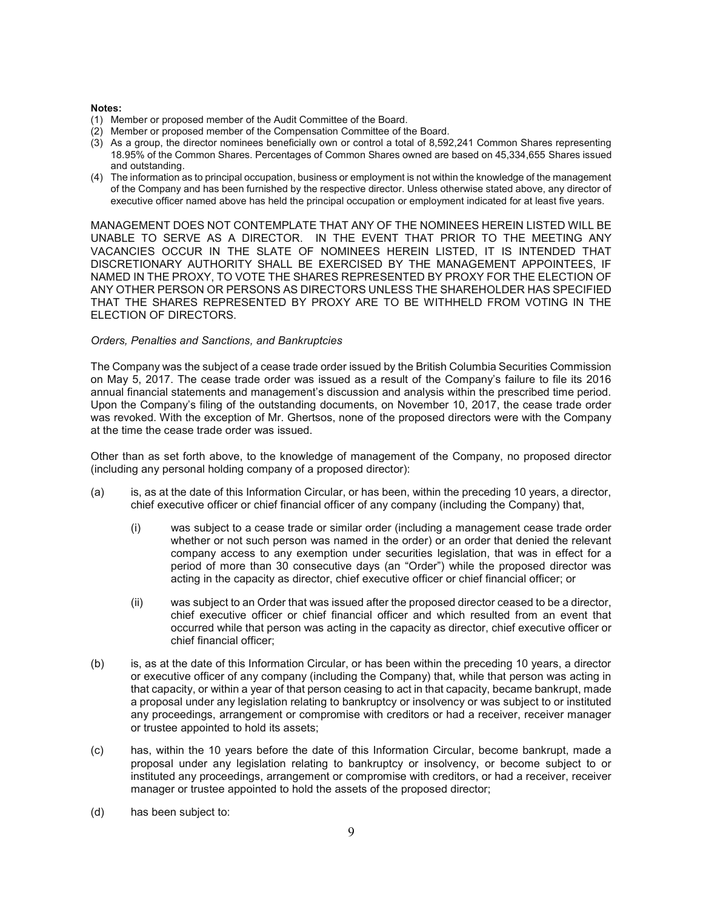**Notes:**

(1) Member or proposed member of the Audit Committee of the Board.
(2) Member or proposed member of the Compensation Committee of the Board.
(3) As a group, the director nominees beneficially own or control a total of 8,592,241 Common Shares representing 18.95% of the Common Shares. Percentages of Common Shares owned are based on 45,334,655 Shares issued and outstanding.
(4) The information as to principal occupation, business or employment is not within the knowledge of the management of the Company and has been furnished by the respective director. Unless otherwise stated above, any director of executive officer named above has held the principal occupation or employment indicated for at least five years.

MANAGEMENT DOES NOT CONTEMPLATE THAT ANY OF THE NOMINEES HEREIN LISTED WILL BE UNABLE TO SERVE AS A DIRECTOR. IN THE EVENT THAT PRIOR TO THE MEETING ANY VACANCIES OCCUR IN THE SLATE OF NOMINEES HEREIN LISTED, IT IS INTENDED THAT DISCRETIONARY AUTHORITY SHALL BE EXERCISED BY THE MANAGEMENT APPOINTEES, IF NAMED IN THE PROXY, TO VOTE THE SHARES REPRESENTED BY PROXY FOR THE ELECTION OF ANY OTHER PERSON OR PERSONS AS DIRECTORS UNLESS THE SHAREHOLDER HAS SPECIFIED THAT THE SHARES REPRESENTED BY PROXY ARE TO BE WITHHELD FROM VOTING IN THE ELECTION OF DIRECTORS.

*Orders, Penalties and Sanctions, and Bankruptcies*

The Company was the subject of a cease trade order issued by the British Columbia Securities Commission on May 5, 2017. The cease trade order was issued as a result of the Company's failure to file its 2016 annual financial statements and management's discussion and analysis within the prescribed time period. Upon the Company's filing of the outstanding documents, on November 10, 2017, the cease trade order was revoked. With the exception of Mr. Ghertsos, none of the proposed directors were with the Company at the time the cease trade order was issued.

Other than as set forth above, to the knowledge of management of the Company, no proposed director (including any personal holding company of a proposed director):

(a) is, as at the date of this Information Circular, or has been, within the preceding 10 years, a director, chief executive officer or chief financial officer of any company (including the Company) that,

  (i) was subject to a cease trade or similar order (including a management cease trade order whether or not such person was named in the order) or an order that denied the relevant company access to any exemption under securities legislation, that was in effect for a period of more than 30 consecutive days (an "Order") while the proposed director was acting in the capacity as director, chief executive officer or chief financial officer; or

  (ii) was subject to an Order that was issued after the proposed director ceased to be a director, chief executive officer or chief financial officer and which resulted from an event that occurred while that person was acting in the capacity as director, chief executive officer or chief financial officer;

(b) is, as at the date of this Information Circular, or has been within the preceding 10 years, a director or executive officer of any company (including the Company) that, while that person was acting in that capacity, or within a year of that person ceasing to act in that capacity, became bankrupt, made a proposal under any legislation relating to bankruptcy or insolvency or was subject to or instituted any proceedings, arrangement or compromise with creditors or had a receiver, receiver manager or trustee appointed to hold its assets;

(c) has, within the 10 years before the date of this Information Circular, become bankrupt, made a proposal under any legislation relating to bankruptcy or insolvency, or become subject to or instituted any proceedings, arrangement or compromise with creditors, or had a receiver, receiver manager or trustee appointed to hold the assets of the proposed director;

(d) has been subject to: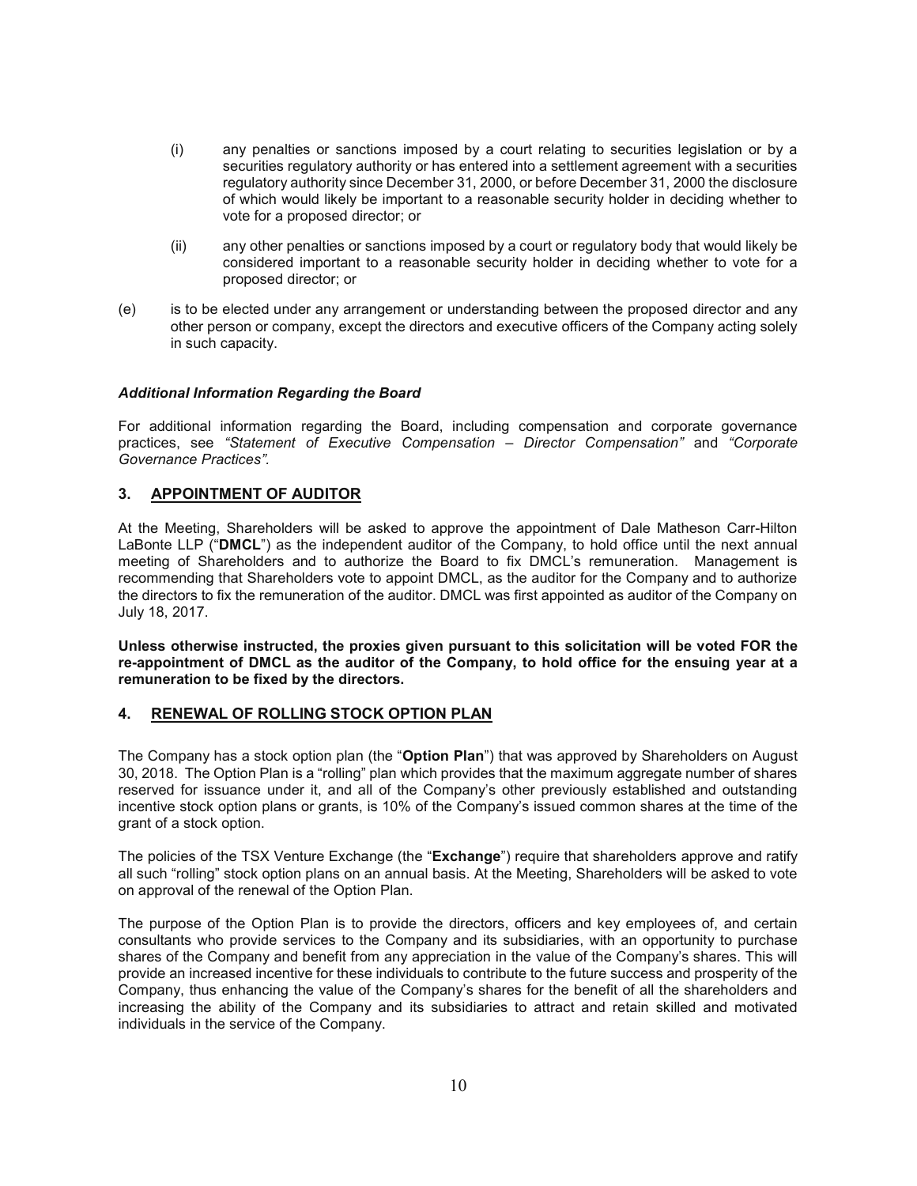(i) any penalties or sanctions imposed by a court relating to securities legislation or by a securities regulatory authority or has entered into a settlement agreement with a securities regulatory authority since December 31, 2000, or before December 31, 2000 the disclosure of which would likely be important to a reasonable security holder in deciding whether to vote for a proposed director; or

(ii) any other penalties or sanctions imposed by a court or regulatory body that would likely be considered important to a reasonable security holder in deciding whether to vote for a proposed director; or

(e) is to be elected under any arrangement or understanding between the proposed director and any other person or company, except the directors and executive officers of the Company acting solely in such capacity.

***Additional Information Regarding the Board***

For additional information regarding the Board, including compensation and corporate governance practices, see *"Statement of Executive Compensation – Director Compensation"* and *"Corporate Governance Practices".*

## 3. APPOINTMENT OF AUDITOR

At the Meeting, Shareholders will be asked to approve the appointment of Dale Matheson Carr-Hilton LaBonte LLP ("**DMCL**") as the independent auditor of the Company, to hold office until the next annual meeting of Shareholders and to authorize the Board to fix DMCL's remuneration. Management is recommending that Shareholders vote to appoint DMCL, as the auditor for the Company and to authorize the directors to fix the remuneration of the auditor. DMCL was first appointed as auditor of the Company on July 18, 2017.

**Unless otherwise instructed, the proxies given pursuant to this solicitation will be voted FOR the re-appointment of DMCL as the auditor of the Company, to hold office for the ensuing year at a remuneration to be fixed by the directors.**

## 4. RENEWAL OF ROLLING STOCK OPTION PLAN

The Company has a stock option plan (the "**Option Plan**") that was approved by Shareholders on August 30, 2018. The Option Plan is a "rolling" plan which provides that the maximum aggregate number of shares reserved for issuance under it, and all of the Company's other previously established and outstanding incentive stock option plans or grants, is 10% of the Company's issued common shares at the time of the grant of a stock option.

The policies of the TSX Venture Exchange (the "**Exchange**") require that shareholders approve and ratify all such "rolling" stock option plans on an annual basis. At the Meeting, Shareholders will be asked to vote on approval of the renewal of the Option Plan.

The purpose of the Option Plan is to provide the directors, officers and key employees of, and certain consultants who provide services to the Company and its subsidiaries, with an opportunity to purchase shares of the Company and benefit from any appreciation in the value of the Company's shares. This will provide an increased incentive for these individuals to contribute to the future success and prosperity of the Company, thus enhancing the value of the Company's shares for the benefit of all the shareholders and increasing the ability of the Company and its subsidiaries to attract and retain skilled and motivated individuals in the service of the Company.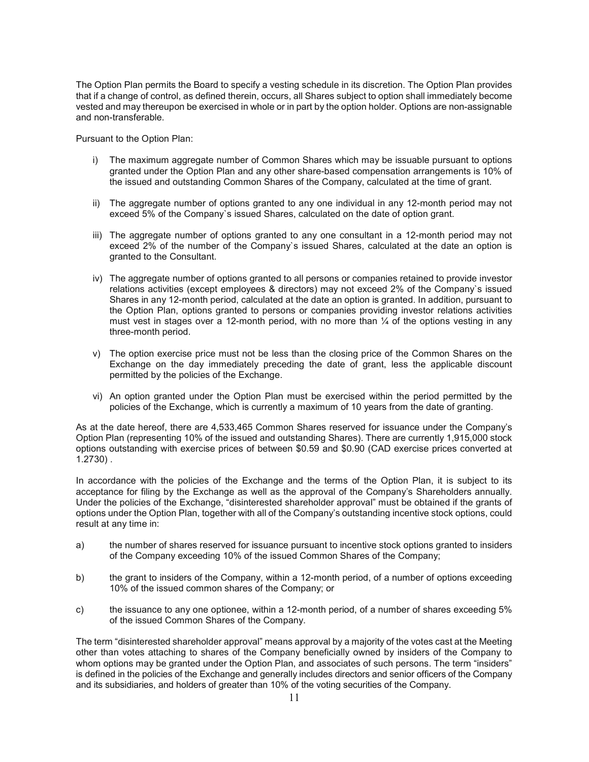The Option Plan permits the Board to specify a vesting schedule in its discretion. The Option Plan provides that if a change of control, as defined therein, occurs, all Shares subject to option shall immediately become vested and may thereupon be exercised in whole or in part by the option holder. Options are non-assignable and non-transferable.

Pursuant to the Option Plan:

i) The maximum aggregate number of Common Shares which may be issuable pursuant to options granted under the Option Plan and any other share-based compensation arrangements is 10% of the issued and outstanding Common Shares of the Company, calculated at the time of grant.

ii) The aggregate number of options granted to any one individual in any 12-month period may not exceed 5% of the Company`s issued Shares, calculated on the date of option grant.

iii) The aggregate number of options granted to any one consultant in a 12-month period may not exceed 2% of the number of the Company`s issued Shares, calculated at the date an option is granted to the Consultant.

iv) The aggregate number of options granted to all persons or companies retained to provide investor relations activities (except employees & directors) may not exceed 2% of the Company`s issued Shares in any 12-month period, calculated at the date an option is granted. In addition, pursuant to the Option Plan, options granted to persons or companies providing investor relations activities must vest in stages over a 12-month period, with no more than ¼ of the options vesting in any three-month period.

v) The option exercise price must not be less than the closing price of the Common Shares on the Exchange on the day immediately preceding the date of grant, less the applicable discount permitted by the policies of the Exchange.

vi) An option granted under the Option Plan must be exercised within the period permitted by the policies of the Exchange, which is currently a maximum of 10 years from the date of granting.

As at the date hereof, there are 4,533,465 Common Shares reserved for issuance under the Company's Option Plan (representing 10% of the issued and outstanding Shares). There are currently 1,915,000 stock options outstanding with exercise prices of between $0.59 and $0.90 (CAD exercise prices converted at 1.2730) .

In accordance with the policies of the Exchange and the terms of the Option Plan, it is subject to its acceptance for filing by the Exchange as well as the approval of the Company's Shareholders annually. Under the policies of the Exchange, "disinterested shareholder approval" must be obtained if the grants of options under the Option Plan, together with all of the Company's outstanding incentive stock options, could result at any time in:

a) the number of shares reserved for issuance pursuant to incentive stock options granted to insiders of the Company exceeding 10% of the issued Common Shares of the Company;

b) the grant to insiders of the Company, within a 12-month period, of a number of options exceeding 10% of the issued common shares of the Company; or

c) the issuance to any one optionee, within a 12-month period, of a number of shares exceeding 5% of the issued Common Shares of the Company.

The term "disinterested shareholder approval" means approval by a majority of the votes cast at the Meeting other than votes attaching to shares of the Company beneficially owned by insiders of the Company to whom options may be granted under the Option Plan, and associates of such persons. The term "insiders" is defined in the policies of the Exchange and generally includes directors and senior officers of the Company and its subsidiaries, and holders of greater than 10% of the voting securities of the Company.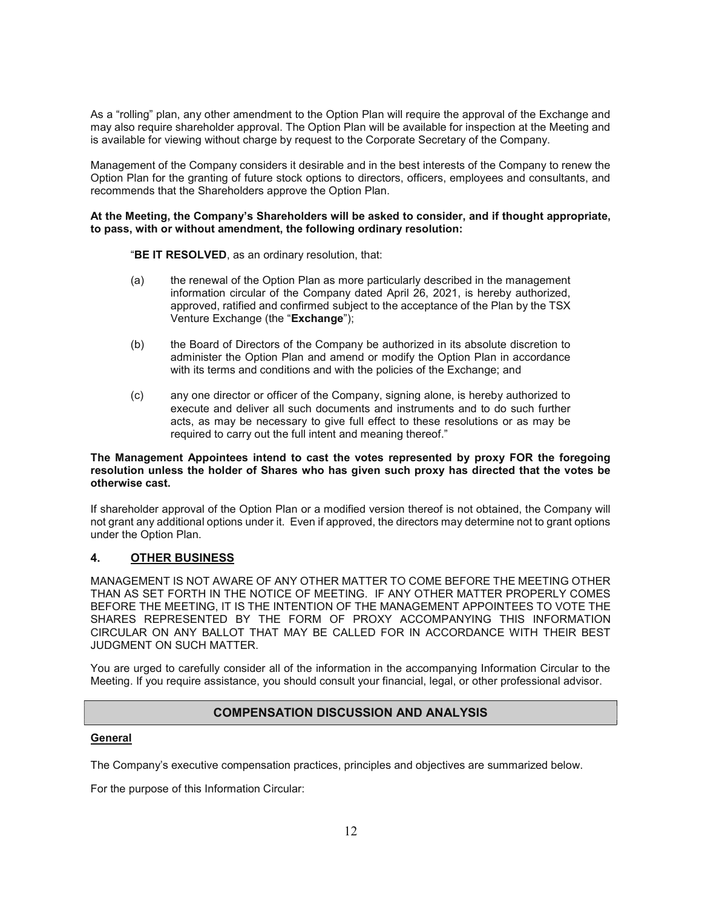As a "rolling" plan, any other amendment to the Option Plan will require the approval of the Exchange and may also require shareholder approval. The Option Plan will be available for inspection at the Meeting and is available for viewing without charge by request to the Corporate Secretary of the Company.

Management of the Company considers it desirable and in the best interests of the Company to renew the Option Plan for the granting of future stock options to directors, officers, employees and consultants, and recommends that the Shareholders approve the Option Plan.

**At the Meeting, the Company's Shareholders will be asked to consider, and if thought appropriate, to pass, with or without amendment, the following ordinary resolution:**

> "**BE IT RESOLVED**, as an ordinary resolution, that:
>
> (a) the renewal of the Option Plan as more particularly described in the management information circular of the Company dated April 26, 2021, is hereby authorized, approved, ratified and confirmed subject to the acceptance of the Plan by the TSX Venture Exchange (the "**Exchange**");
>
> (b) the Board of Directors of the Company be authorized in its absolute discretion to administer the Option Plan and amend or modify the Option Plan in accordance with its terms and conditions and with the policies of the Exchange; and
>
> (c) any one director or officer of the Company, signing alone, is hereby authorized to execute and deliver all such documents and instruments and to do such further acts, as may be necessary to give full effect to these resolutions or as may be required to carry out the full intent and meaning thereof."

**The Management Appointees intend to cast the votes represented by proxy FOR the foregoing resolution unless the holder of Shares who has given such proxy has directed that the votes be otherwise cast.**

If shareholder approval of the Option Plan or a modified version thereof is not obtained, the Company will not grant any additional options under it. Even if approved, the directors may determine not to grant options under the Option Plan.

## 4. OTHER BUSINESS

MANAGEMENT IS NOT AWARE OF ANY OTHER MATTER TO COME BEFORE THE MEETING OTHER THAN AS SET FORTH IN THE NOTICE OF MEETING. IF ANY OTHER MATTER PROPERLY COMES BEFORE THE MEETING, IT IS THE INTENTION OF THE MANAGEMENT APPOINTEES TO VOTE THE SHARES REPRESENTED BY THE FORM OF PROXY ACCOMPANYING THIS INFORMATION CIRCULAR ON ANY BALLOT THAT MAY BE CALLED FOR IN ACCORDANCE WITH THEIR BEST JUDGMENT ON SUCH MATTER.

You are urged to carefully consider all of the information in the accompanying Information Circular to the Meeting. If you require assistance, you should consult your financial, legal, or other professional advisor.

## COMPENSATION DISCUSSION AND ANALYSIS

### General

The Company's executive compensation practices, principles and objectives are summarized below.

For the purpose of this Information Circular: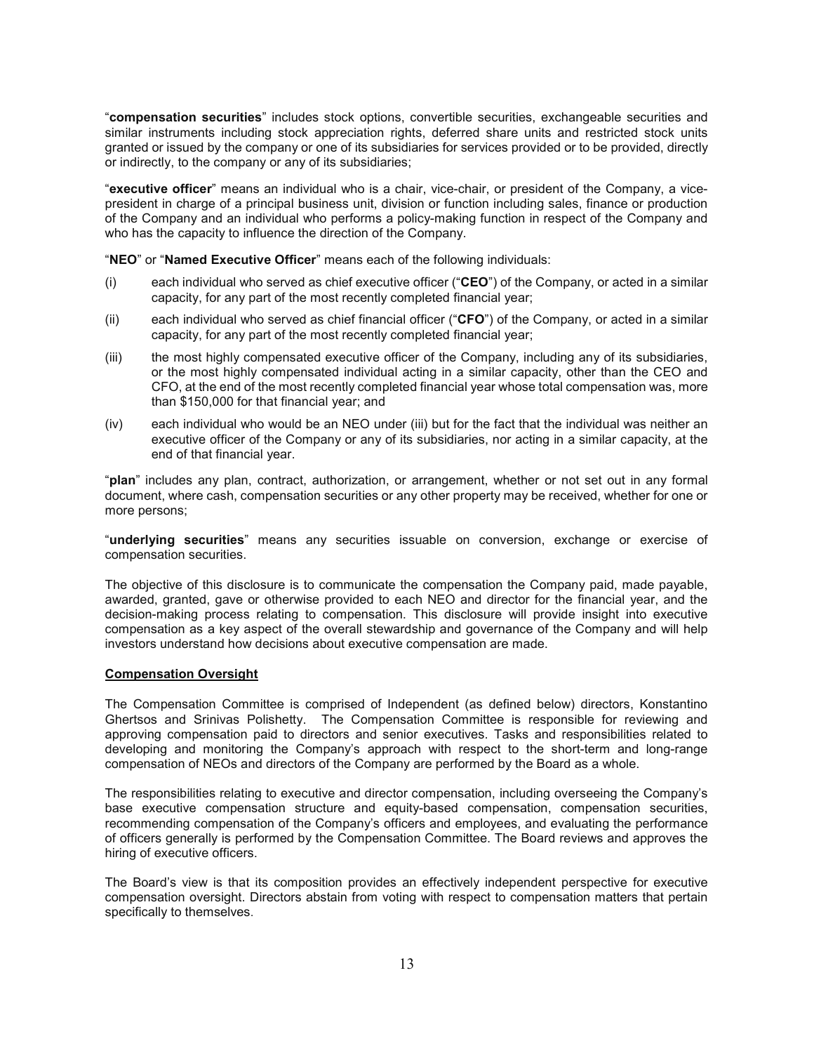"**compensation securities**" includes stock options, convertible securities, exchangeable securities and similar instruments including stock appreciation rights, deferred share units and restricted stock units granted or issued by the company or one of its subsidiaries for services provided or to be provided, directly or indirectly, to the company or any of its subsidiaries;

"**executive officer**" means an individual who is a chair, vice-chair, or president of the Company, a vice-president in charge of a principal business unit, division or function including sales, finance or production of the Company and an individual who performs a policy-making function in respect of the Company and who has the capacity to influence the direction of the Company.

"**NEO**" or "**Named Executive Officer**" means each of the following individuals:

(i) each individual who served as chief executive officer ("**CEO**") of the Company, or acted in a similar capacity, for any part of the most recently completed financial year;

(ii) each individual who served as chief financial officer ("**CFO**") of the Company, or acted in a similar capacity, for any part of the most recently completed financial year;

(iii) the most highly compensated executive officer of the Company, including any of its subsidiaries, or the most highly compensated individual acting in a similar capacity, other than the CEO and CFO, at the end of the most recently completed financial year whose total compensation was, more than $150,000 for that financial year; and

(iv) each individual who would be an NEO under (iii) but for the fact that the individual was neither an executive officer of the Company or any of its subsidiaries, nor acting in a similar capacity, at the end of that financial year.

"**plan**" includes any plan, contract, authorization, or arrangement, whether or not set out in any formal document, where cash, compensation securities or any other property may be received, whether for one or more persons;

"**underlying securities**" means any securities issuable on conversion, exchange or exercise of compensation securities.

The objective of this disclosure is to communicate the compensation the Company paid, made payable, awarded, granted, gave or otherwise provided to each NEO and director for the financial year, and the decision-making process relating to compensation. This disclosure will provide insight into executive compensation as a key aspect of the overall stewardship and governance of the Company and will help investors understand how decisions about executive compensation are made.

## Compensation Oversight

The Compensation Committee is comprised of Independent (as defined below) directors, Konstantino Ghertsos and Srinivas Polishetty. The Compensation Committee is responsible for reviewing and approving compensation paid to directors and senior executives. Tasks and responsibilities related to developing and monitoring the Company's approach with respect to the short-term and long-range compensation of NEOs and directors of the Company are performed by the Board as a whole.

The responsibilities relating to executive and director compensation, including overseeing the Company's base executive compensation structure and equity-based compensation, compensation securities, recommending compensation of the Company's officers and employees, and evaluating the performance of officers generally is performed by the Compensation Committee. The Board reviews and approves the hiring of executive officers.

The Board's view is that its composition provides an effectively independent perspective for executive compensation oversight. Directors abstain from voting with respect to compensation matters that pertain specifically to themselves.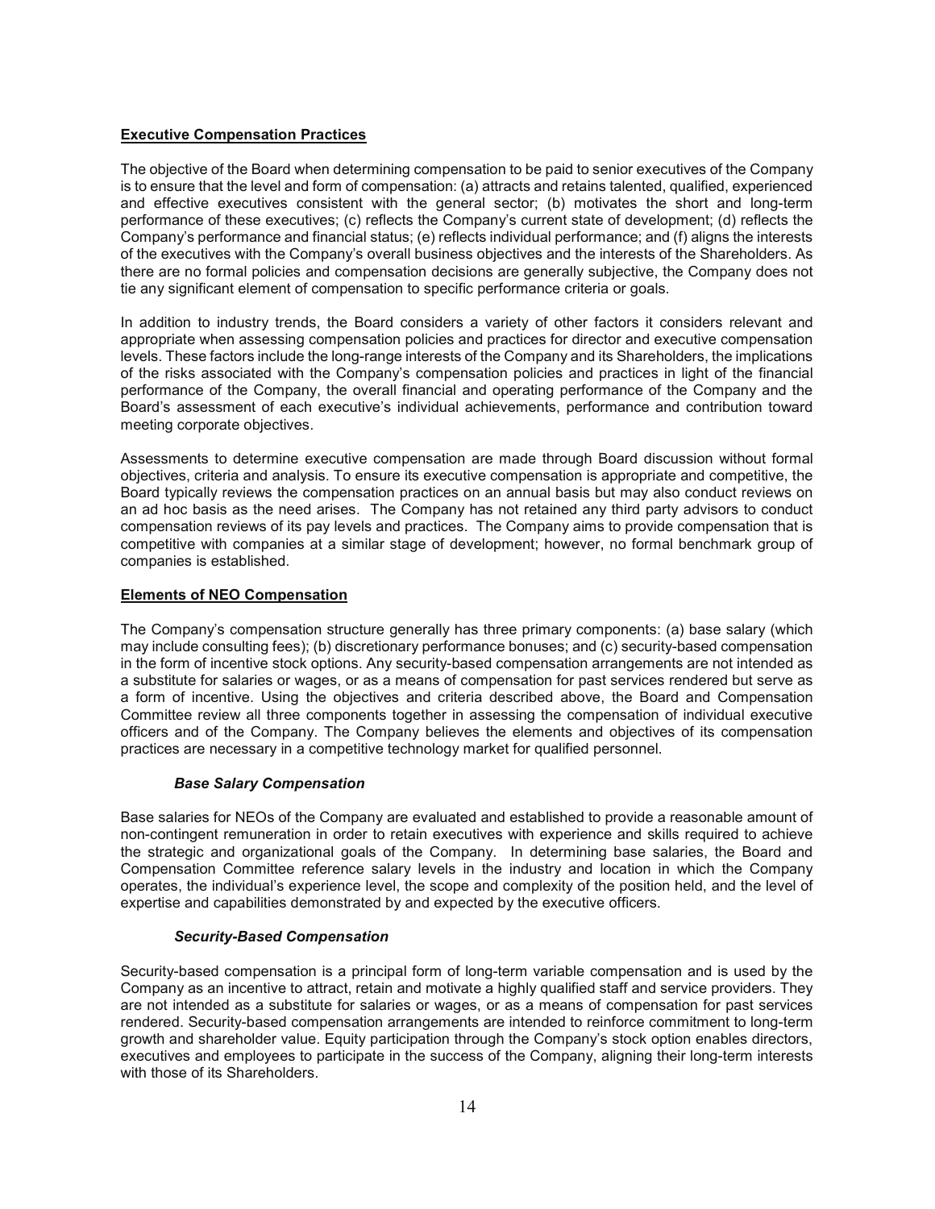## Executive Compensation Practices

The objective of the Board when determining compensation to be paid to senior executives of the Company is to ensure that the level and form of compensation: (a) attracts and retains talented, qualified, experienced and effective executives consistent with the general sector; (b) motivates the short and long-term performance of these executives; (c) reflects the Company's current state of development; (d) reflects the Company's performance and financial status; (e) reflects individual performance; and (f) aligns the interests of the executives with the Company's overall business objectives and the interests of the Shareholders. As there are no formal policies and compensation decisions are generally subjective, the Company does not tie any significant element of compensation to specific performance criteria or goals.

In addition to industry trends, the Board considers a variety of other factors it considers relevant and appropriate when assessing compensation policies and practices for director and executive compensation levels. These factors include the long-range interests of the Company and its Shareholders, the implications of the risks associated with the Company's compensation policies and practices in light of the financial performance of the Company, the overall financial and operating performance of the Company and the Board's assessment of each executive's individual achievements, performance and contribution toward meeting corporate objectives.

Assessments to determine executive compensation are made through Board discussion without formal objectives, criteria and analysis. To ensure its executive compensation is appropriate and competitive, the Board typically reviews the compensation practices on an annual basis but may also conduct reviews on an ad hoc basis as the need arises. The Company has not retained any third party advisors to conduct compensation reviews of its pay levels and practices. The Company aims to provide compensation that is competitive with companies at a similar stage of development; however, no formal benchmark group of companies is established.

## Elements of NEO Compensation

The Company's compensation structure generally has three primary components: (a) base salary (which may include consulting fees); (b) discretionary performance bonuses; and (c) security-based compensation in the form of incentive stock options. Any security-based compensation arrangements are not intended as a substitute for salaries or wages, or as a means of compensation for past services rendered but serve as a form of incentive. Using the objectives and criteria described above, the Board and Compensation Committee review all three components together in assessing the compensation of individual executive officers and of the Company. The Company believes the elements and objectives of its compensation practices are necessary in a competitive technology market for qualified personnel.

### *Base Salary Compensation*

Base salaries for NEOs of the Company are evaluated and established to provide a reasonable amount of non-contingent remuneration in order to retain executives with experience and skills required to achieve the strategic and organizational goals of the Company. In determining base salaries, the Board and Compensation Committee reference salary levels in the industry and location in which the Company operates, the individual's experience level, the scope and complexity of the position held, and the level of expertise and capabilities demonstrated by and expected by the executive officers.

### *Security-Based Compensation*

Security-based compensation is a principal form of long-term variable compensation and is used by the Company as an incentive to attract, retain and motivate a highly qualified staff and service providers. They are not intended as a substitute for salaries or wages, or as a means of compensation for past services rendered. Security-based compensation arrangements are intended to reinforce commitment to long-term growth and shareholder value. Equity participation through the Company's stock option enables directors, executives and employees to participate in the success of the Company, aligning their long-term interests with those of its Shareholders.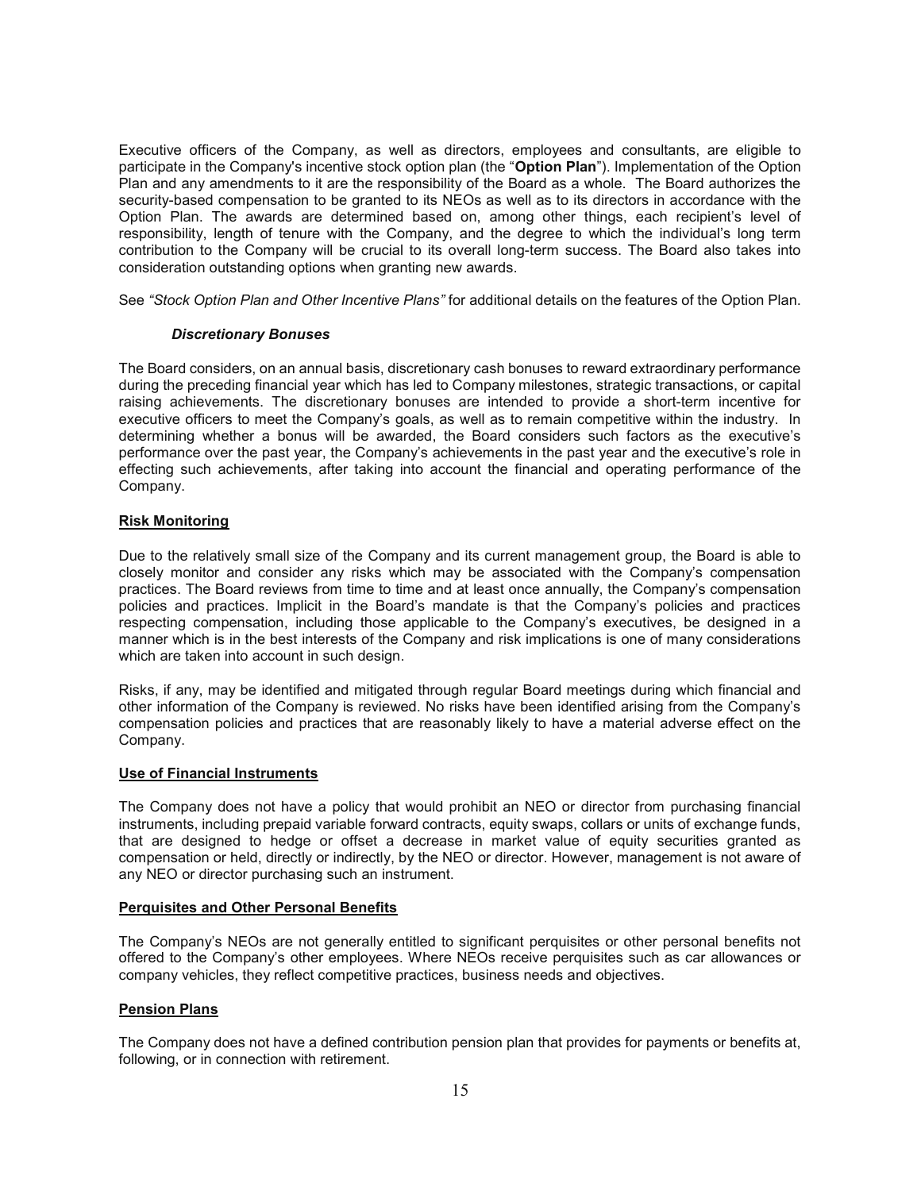Executive officers of the Company, as well as directors, employees and consultants, are eligible to participate in the Company's incentive stock option plan (the "**Option Plan**"). Implementation of the Option Plan and any amendments to it are the responsibility of the Board as a whole. The Board authorizes the security-based compensation to be granted to its NEOs as well as to its directors in accordance with the Option Plan. The awards are determined based on, among other things, each recipient's level of responsibility, length of tenure with the Company, and the degree to which the individual's long term contribution to the Company will be crucial to its overall long-term success. The Board also takes into consideration outstanding options when granting new awards.

See *"Stock Option Plan and Other Incentive Plans"* for additional details on the features of the Option Plan.

***Discretionary Bonuses***

The Board considers, on an annual basis, discretionary cash bonuses to reward extraordinary performance during the preceding financial year which has led to Company milestones, strategic transactions, or capital raising achievements. The discretionary bonuses are intended to provide a short-term incentive for executive officers to meet the Company's goals, as well as to remain competitive within the industry. In determining whether a bonus will be awarded, the Board considers such factors as the executive's performance over the past year, the Company's achievements in the past year and the executive's role in effecting such achievements, after taking into account the financial and operating performance of the Company.

**Risk Monitoring**

Due to the relatively small size of the Company and its current management group, the Board is able to closely monitor and consider any risks which may be associated with the Company's compensation practices. The Board reviews from time to time and at least once annually, the Company's compensation policies and practices. Implicit in the Board's mandate is that the Company's policies and practices respecting compensation, including those applicable to the Company's executives, be designed in a manner which is in the best interests of the Company and risk implications is one of many considerations which are taken into account in such design.

Risks, if any, may be identified and mitigated through regular Board meetings during which financial and other information of the Company is reviewed. No risks have been identified arising from the Company's compensation policies and practices that are reasonably likely to have a material adverse effect on the Company.

**Use of Financial Instruments**

The Company does not have a policy that would prohibit an NEO or director from purchasing financial instruments, including prepaid variable forward contracts, equity swaps, collars or units of exchange funds, that are designed to hedge or offset a decrease in market value of equity securities granted as compensation or held, directly or indirectly, by the NEO or director. However, management is not aware of any NEO or director purchasing such an instrument.

**Perquisites and Other Personal Benefits**

The Company's NEOs are not generally entitled to significant perquisites or other personal benefits not offered to the Company's other employees. Where NEOs receive perquisites such as car allowances or company vehicles, they reflect competitive practices, business needs and objectives.

**Pension Plans**

The Company does not have a defined contribution pension plan that provides for payments or benefits at, following, or in connection with retirement.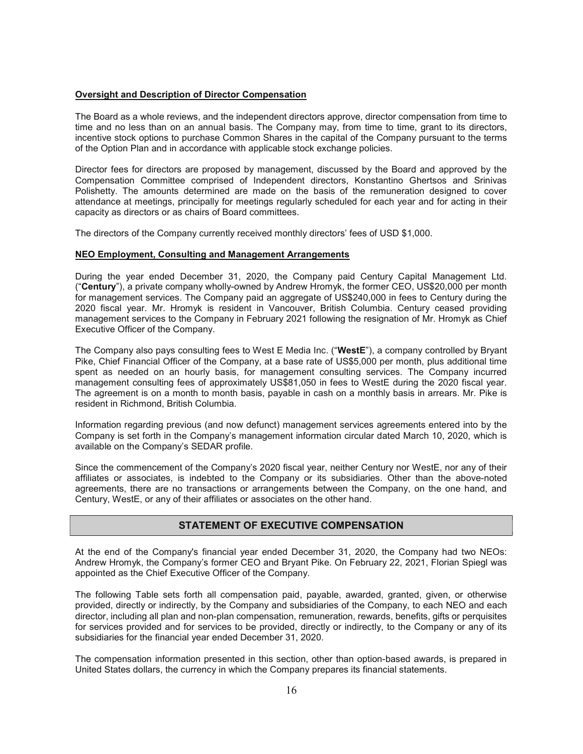**Oversight and Description of Director Compensation**

The Board as a whole reviews, and the independent directors approve, director compensation from time to time and no less than on an annual basis. The Company may, from time to time, grant to its directors, incentive stock options to purchase Common Shares in the capital of the Company pursuant to the terms of the Option Plan and in accordance with applicable stock exchange policies.

Director fees for directors are proposed by management, discussed by the Board and approved by the Compensation Committee comprised of Independent directors, Konstantino Ghertsos and Srinivas Polishetty. The amounts determined are made on the basis of the remuneration designed to cover attendance at meetings, principally for meetings regularly scheduled for each year and for acting in their capacity as directors or as chairs of Board committees.

The directors of the Company currently received monthly directors' fees of USD $1,000.

**NEO Employment, Consulting and Management Arrangements**

During the year ended December 31, 2020, the Company paid Century Capital Management Ltd. ("**Century**"), a private company wholly-owned by Andrew Hromyk, the former CEO, US$20,000 per month for management services. The Company paid an aggregate of US$240,000 in fees to Century during the 2020 fiscal year. Mr. Hromyk is resident in Vancouver, British Columbia. Century ceased providing management services to the Company in February 2021 following the resignation of Mr. Hromyk as Chief Executive Officer of the Company.

The Company also pays consulting fees to West E Media Inc. ("**WestE**"), a company controlled by Bryant Pike, Chief Financial Officer of the Company, at a base rate of US$5,000 per month, plus additional time spent as needed on an hourly basis, for management consulting services. The Company incurred management consulting fees of approximately US$81,050 in fees to WestE during the 2020 fiscal year. The agreement is on a month to month basis, payable in cash on a monthly basis in arrears. Mr. Pike is resident in Richmond, British Columbia.

Information regarding previous (and now defunct) management services agreements entered into by the Company is set forth in the Company's management information circular dated March 10, 2020, which is available on the Company's SEDAR profile.

Since the commencement of the Company's 2020 fiscal year, neither Century nor WestE, nor any of their affiliates or associates, is indebted to the Company or its subsidiaries. Other than the above-noted agreements, there are no transactions or arrangements between the Company, on the one hand, and Century, WestE, or any of their affiliates or associates on the other hand.

## STATEMENT OF EXECUTIVE COMPENSATION

At the end of the Company's financial year ended December 31, 2020, the Company had two NEOs: Andrew Hromyk, the Company's former CEO and Bryant Pike. On February 22, 2021, Florian Spiegl was appointed as the Chief Executive Officer of the Company.

The following Table sets forth all compensation paid, payable, awarded, granted, given, or otherwise provided, directly or indirectly, by the Company and subsidiaries of the Company, to each NEO and each director, including all plan and non-plan compensation, remuneration, rewards, benefits, gifts or perquisites for services provided and for services to be provided, directly or indirectly, to the Company or any of its subsidiaries for the financial year ended December 31, 2020.

The compensation information presented in this section, other than option-based awards, is prepared in United States dollars, the currency in which the Company prepares its financial statements.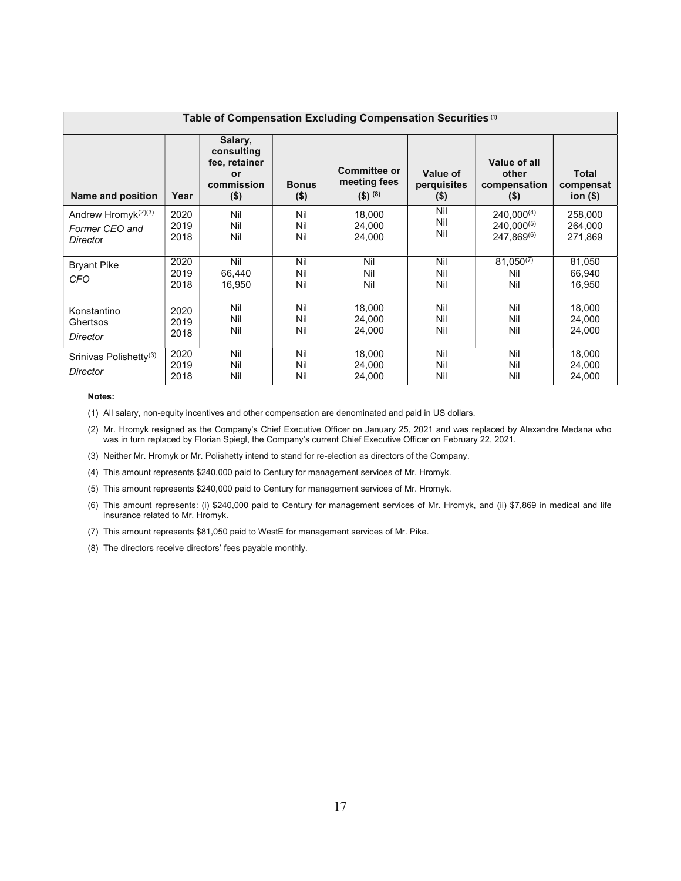| Table of Compensation Excluding Compensation Securities [1] | | | | | | | |
|---|---|---|---|---|---|---|---|
| Name and position | Year | Salary, consulting fee, retainer or commission ($) | Bonus ($) | Committee or meeting fees ($) [8] | Value of perquisites ($) | Value of all other compensation ($) | Total compensation ($) |
| Andrew Hromyk[2][3] *Former CEO and Director* | 2020<br>2019<br>2018 | Nil<br>Nil<br>Nil | Nil<br>Nil<br>Nil | 18,000<br>24,000<br>24,000 | Nil<br>Nil<br>Nil | 240,000[4]<br>240,000[5]<br>247,869[6] | 258,000<br>264,000<br>271,869 |
| Bryant Pike *CFO* | 2020<br>2019<br>2018 | Nil<br>66,440<br>16,950 | Nil<br>Nil<br>Nil | Nil<br>Nil<br>Nil | Nil<br>Nil<br>Nil | 81,050[7]<br>Nil<br>Nil | 81,050<br>66,940<br>16,950 |
| Konstantino Ghertsos *Director* | 2020<br>2019<br>2018 | Nil<br>Nil<br>Nil | Nil<br>Nil<br>Nil | 18,000<br>24,000<br>24,000 | Nil<br>Nil<br>Nil | Nil<br>Nil<br>Nil | 18,000<br>24,000<br>24,000 |
| Srinivas Polishetty[3] *Director* | 2020<br>2019<br>2018 | Nil<br>Nil<br>Nil | Nil<br>Nil<br>Nil | 18,000<br>24,000<br>24,000 | Nil<br>Nil<br>Nil | Nil<br>Nil<br>Nil | 18,000<br>24,000<br>24,000 |

**Notes:**

(1) All salary, non-equity incentives and other compensation are denominated and paid in US dollars.

(2) Mr. Hromyk resigned as the Company's Chief Executive Officer on January 25, 2021 and was replaced by Alexandre Medana who was in turn replaced by Florian Spiegl, the Company's current Chief Executive Officer on February 22, 2021.

(3) Neither Mr. Hromyk or Mr. Polishetty intend to stand for re-election as directors of the Company.

(4) This amount represents $240,000 paid to Century for management services of Mr. Hromyk.

(5) This amount represents $240,000 paid to Century for management services of Mr. Hromyk.

(6) This amount represents: (i) $240,000 paid to Century for management services of Mr. Hromyk, and (ii) $7,869 in medical and life insurance related to Mr. Hromyk.

(7) This amount represents $81,050 paid to WestE for management services of Mr. Pike.

(8) The directors receive directors' fees payable monthly.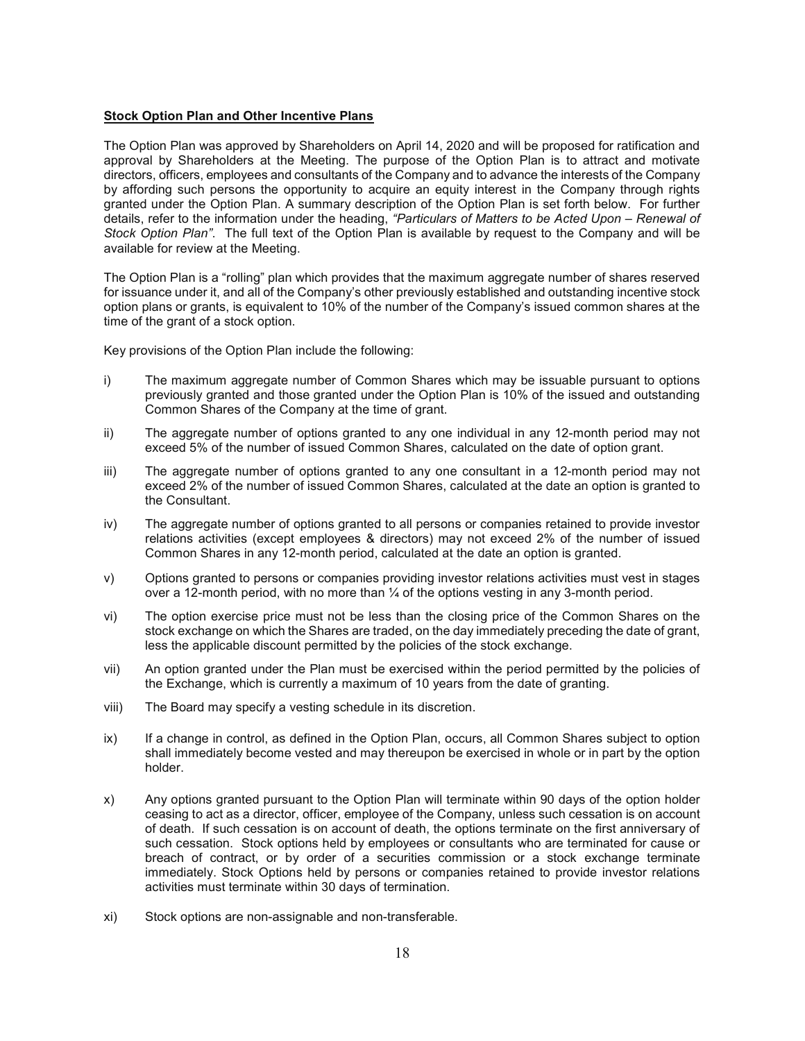**Stock Option Plan and Other Incentive Plans**

The Option Plan was approved by Shareholders on April 14, 2020 and will be proposed for ratification and approval by Shareholders at the Meeting. The purpose of the Option Plan is to attract and motivate directors, officers, employees and consultants of the Company and to advance the interests of the Company by affording such persons the opportunity to acquire an equity interest in the Company through rights granted under the Option Plan. A summary description of the Option Plan is set forth below. For further details, refer to the information under the heading, *"Particulars of Matters to be Acted Upon – Renewal of Stock Option Plan"*. The full text of the Option Plan is available by request to the Company and will be available for review at the Meeting.

The Option Plan is a "rolling" plan which provides that the maximum aggregate number of shares reserved for issuance under it, and all of the Company's other previously established and outstanding incentive stock option plans or grants, is equivalent to 10% of the number of the Company's issued common shares at the time of the grant of a stock option.

Key provisions of the Option Plan include the following:

i) The maximum aggregate number of Common Shares which may be issuable pursuant to options previously granted and those granted under the Option Plan is 10% of the issued and outstanding Common Shares of the Company at the time of grant.

ii) The aggregate number of options granted to any one individual in any 12-month period may not exceed 5% of the number of issued Common Shares, calculated on the date of option grant.

iii) The aggregate number of options granted to any one consultant in a 12-month period may not exceed 2% of the number of issued Common Shares, calculated at the date an option is granted to the Consultant.

iv) The aggregate number of options granted to all persons or companies retained to provide investor relations activities (except employees & directors) may not exceed 2% of the number of issued Common Shares in any 12-month period, calculated at the date an option is granted.

v) Options granted to persons or companies providing investor relations activities must vest in stages over a 12-month period, with no more than ¼ of the options vesting in any 3-month period.

vi) The option exercise price must not be less than the closing price of the Common Shares on the stock exchange on which the Shares are traded, on the day immediately preceding the date of grant, less the applicable discount permitted by the policies of the stock exchange.

vii) An option granted under the Plan must be exercised within the period permitted by the policies of the Exchange, which is currently a maximum of 10 years from the date of granting.

viii) The Board may specify a vesting schedule in its discretion.

ix) If a change in control, as defined in the Option Plan, occurs, all Common Shares subject to option shall immediately become vested and may thereupon be exercised in whole or in part by the option holder.

x) Any options granted pursuant to the Option Plan will terminate within 90 days of the option holder ceasing to act as a director, officer, employee of the Company, unless such cessation is on account of death. If such cessation is on account of death, the options terminate on the first anniversary of such cessation. Stock options held by employees or consultants who are terminated for cause or breach of contract, or by order of a securities commission or a stock exchange terminate immediately. Stock Options held by persons or companies retained to provide investor relations activities must terminate within 30 days of termination.

xi) Stock options are non-assignable and non-transferable.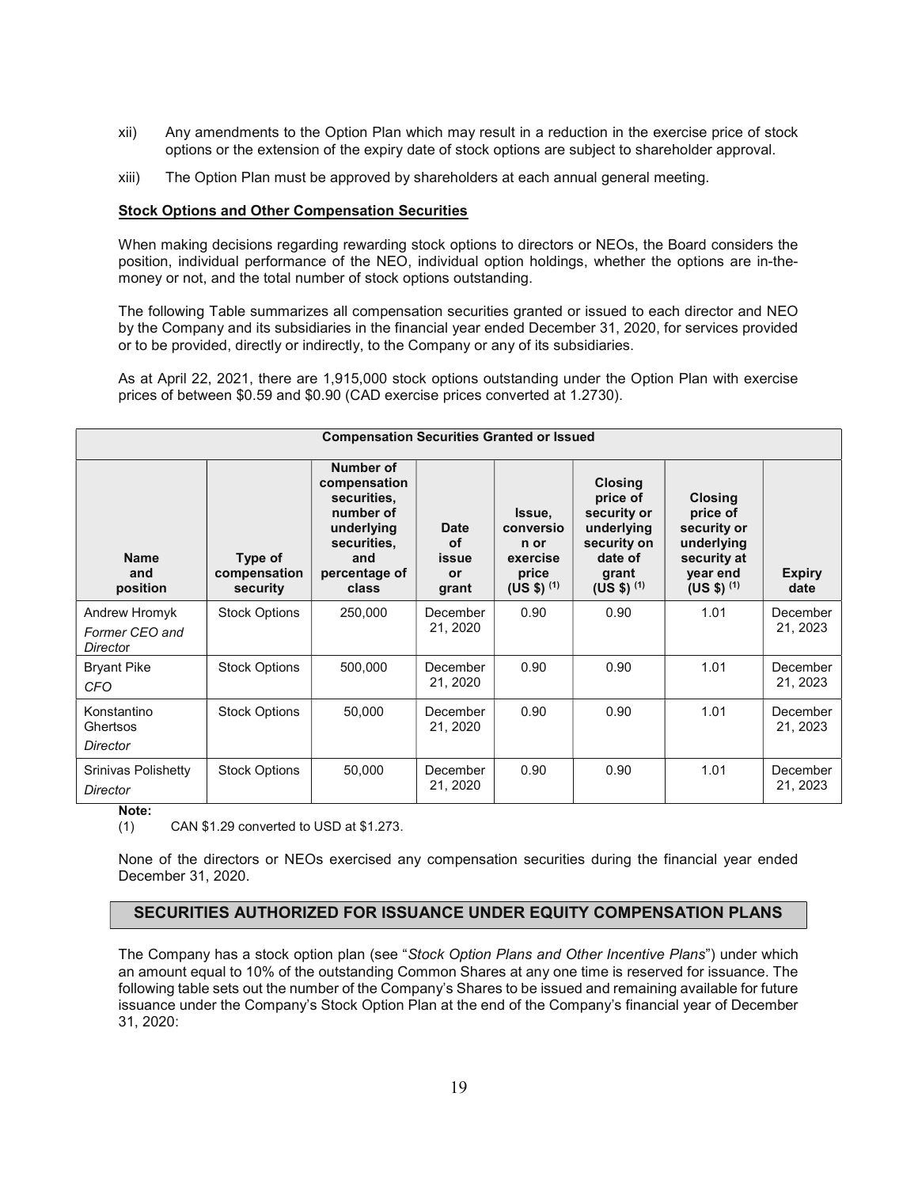xii) Any amendments to the Option Plan which may result in a reduction in the exercise price of stock options or the extension of the expiry date of stock options are subject to shareholder approval.

xiii) The Option Plan must be approved by shareholders at each annual general meeting.

**Stock Options and Other Compensation Securities**

When making decisions regarding rewarding stock options to directors or NEOs, the Board considers the position, individual performance of the NEO, individual option holdings, whether the options are in-the-money or not, and the total number of stock options outstanding.

The following Table summarizes all compensation securities granted or issued to each director and NEO by the Company and its subsidiaries in the financial year ended December 31, 2020, for services provided or to be provided, directly or indirectly, to the Company or any of its subsidiaries.

As at April 22, 2021, there are 1,915,000 stock options outstanding under the Option Plan with exercise prices of between $0.59 and $0.90 (CAD exercise prices converted at 1.2730).

| Compensation Securities Granted or Issued | | | | | | | |
|---|---|---|---|---|---|---|---|
| **Name and position** | **Type of compensation security** | **Number of compensation securities, number of underlying securities, and percentage of class** | **Date of issue or grant** | **Issue, conversion or exercise price (US $) (1)** | **Closing price of security or underlying security on date of grant (US $) (1)** | **Closing price of security or underlying security at year end (US $) (1)** | **Expiry date** |
| Andrew Hromyk *Former CEO and Director* | Stock Options | 250,000 | December 21, 2020 | 0.90 | 0.90 | 1.01 | December 21, 2023 |
| Bryant Pike *CFO* | Stock Options | 500,000 | December 21, 2020 | 0.90 | 0.90 | 1.01 | December 21, 2023 |
| Konstantino Ghertsos *Director* | Stock Options | 50,000 | December 21, 2020 | 0.90 | 0.90 | 1.01 | December 21, 2023 |
| Srinivas Polishetty *Director* | Stock Options | 50,000 | December 21, 2020 | 0.90 | 0.90 | 1.01 | December 21, 2023 |

**Note:**

(1) CAN $1.29 converted to USD at $1.273.

None of the directors or NEOs exercised any compensation securities during the financial year ended December 31, 2020.

## SECURITIES AUTHORIZED FOR ISSUANCE UNDER EQUITY COMPENSATION PLANS

The Company has a stock option plan (see "*Stock Option Plans and Other Incentive Plans*") under which an amount equal to 10% of the outstanding Common Shares at any one time is reserved for issuance. The following table sets out the number of the Company's Shares to be issued and remaining available for future issuance under the Company's Stock Option Plan at the end of the Company's financial year of December 31, 2020: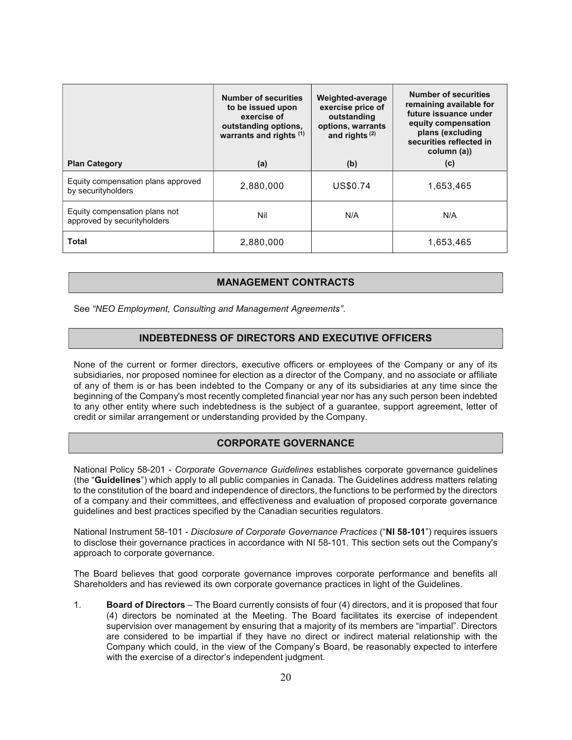| Plan Category | Number of securities to be issued upon exercise of outstanding options, warrants and rights [(1)] (a) | Weighted-average exercise price of outstanding options, warrants and rights [(2)] (b) | Number of securities remaining available for future issuance under equity compensation plans (excluding securities reflected in column (a)) (c) |
|---|---|---|---|
| Equity compensation plans approved by securityholders | 2,880,000 | US$0.74 | 1,653,465 |
| Equity compensation plans not approved by securityholders | Nil | N/A | N/A |
| **Total** | 2,880,000 | | 1,653,465 |

## MANAGEMENT CONTRACTS

See *"NEO Employment, Consulting and Management Agreements"*.

## INDEBTEDNESS OF DIRECTORS AND EXECUTIVE OFFICERS

None of the current or former directors, executive officers or employees of the Company or any of its subsidiaries, nor proposed nominee for election as a director of the Company, and no associate or affiliate of any of them is or has been indebted to the Company or any of its subsidiaries at any time since the beginning of the Company's most recently completed financial year nor has any such person been indebted to any other entity where such indebtedness is the subject of a guarantee, support agreement, letter of credit or similar arrangement or understanding provided by the Company.

## CORPORATE GOVERNANCE

National Policy 58-201 - *Corporate Governance Guidelines* establishes corporate governance guidelines (the "**Guidelines**") which apply to all public companies in Canada. The Guidelines address matters relating to the constitution of the board and independence of directors, the functions to be performed by the directors of a company and their committees, and effectiveness and evaluation of proposed corporate governance guidelines and best practices specified by the Canadian securities regulators.

National Instrument 58-101 - *Disclosure of Corporate Governance Practices* ("**NI 58-101**") requires issuers to disclose their governance practices in accordance with NI 58-101. This section sets out the Company's approach to corporate governance.

The Board believes that good corporate governance improves corporate performance and benefits all Shareholders and has reviewed its own corporate governance practices in light of the Guidelines.

1. **Board of Directors** – The Board currently consists of four (4) directors, and it is proposed that four (4) directors be nominated at the Meeting. The Board facilitates its exercise of independent supervision over management by ensuring that a majority of its members are "impartial". Directors are considered to be impartial if they have no direct or indirect material relationship with the Company which could, in the view of the Company's Board, be reasonably expected to interfere with the exercise of a director's independent judgment.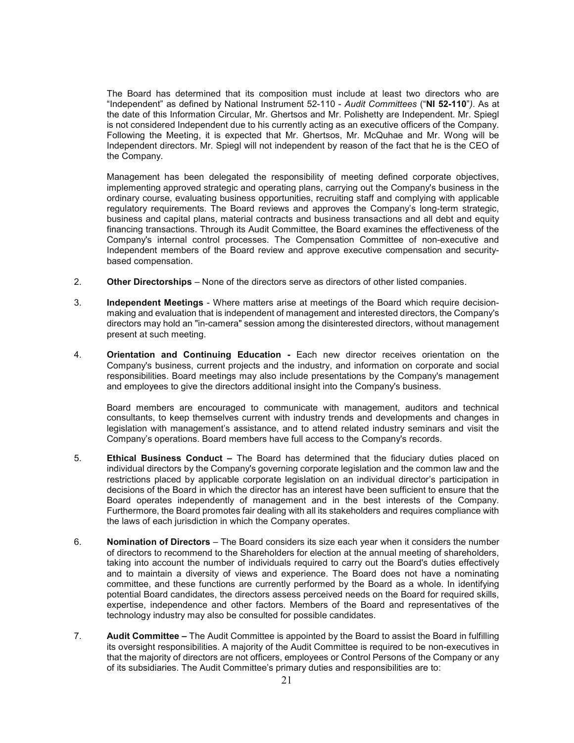The Board has determined that its composition must include at least two directors who are "Independent" as defined by National Instrument 52-110 - *Audit Committees* ("**NI 52-110**"*)*. As at the date of this Information Circular, Mr. Ghertsos and Mr. Polishetty are Independent. Mr. Spiegl is not considered Independent due to his currently acting as an executive officers of the Company. Following the Meeting, it is expected that Mr. Ghertsos, Mr. McQuhae and Mr. Wong will be Independent directors. Mr. Spiegl will not independent by reason of the fact that he is the CEO of the Company.

Management has been delegated the responsibility of meeting defined corporate objectives, implementing approved strategic and operating plans, carrying out the Company's business in the ordinary course, evaluating business opportunities, recruiting staff and complying with applicable regulatory requirements. The Board reviews and approves the Company's long-term strategic, business and capital plans, material contracts and business transactions and all debt and equity financing transactions. Through its Audit Committee, the Board examines the effectiveness of the Company's internal control processes. The Compensation Committee of non-executive and Independent members of the Board review and approve executive compensation and security-based compensation.

2. **Other Directorships** – None of the directors serve as directors of other listed companies.

3. **Independent Meetings** - Where matters arise at meetings of the Board which require decision-making and evaluation that is independent of management and interested directors, the Company's directors may hold an "in-camera" session among the disinterested directors, without management present at such meeting.

4. **Orientation and Continuing Education -** Each new director receives orientation on the Company's business, current projects and the industry, and information on corporate and social responsibilities. Board meetings may also include presentations by the Company's management and employees to give the directors additional insight into the Company's business.

   Board members are encouraged to communicate with management, auditors and technical consultants, to keep themselves current with industry trends and developments and changes in legislation with management's assistance, and to attend related industry seminars and visit the Company's operations. Board members have full access to the Company's records.

5. **Ethical Business Conduct –** The Board has determined that the fiduciary duties placed on individual directors by the Company's governing corporate legislation and the common law and the restrictions placed by applicable corporate legislation on an individual director's participation in decisions of the Board in which the director has an interest have been sufficient to ensure that the Board operates independently of management and in the best interests of the Company. Furthermore, the Board promotes fair dealing with all its stakeholders and requires compliance with the laws of each jurisdiction in which the Company operates.

6. **Nomination of Directors** – The Board considers its size each year when it considers the number of directors to recommend to the Shareholders for election at the annual meeting of shareholders, taking into account the number of individuals required to carry out the Board's duties effectively and to maintain a diversity of views and experience. The Board does not have a nominating committee, and these functions are currently performed by the Board as a whole. In identifying potential Board candidates, the directors assess perceived needs on the Board for required skills, expertise, independence and other factors. Members of the Board and representatives of the technology industry may also be consulted for possible candidates.

7. **Audit Committee –** The Audit Committee is appointed by the Board to assist the Board in fulfilling its oversight responsibilities. A majority of the Audit Committee is required to be non-executives in that the majority of directors are not officers, employees or Control Persons of the Company or any of its subsidiaries. The Audit Committee's primary duties and responsibilities are to: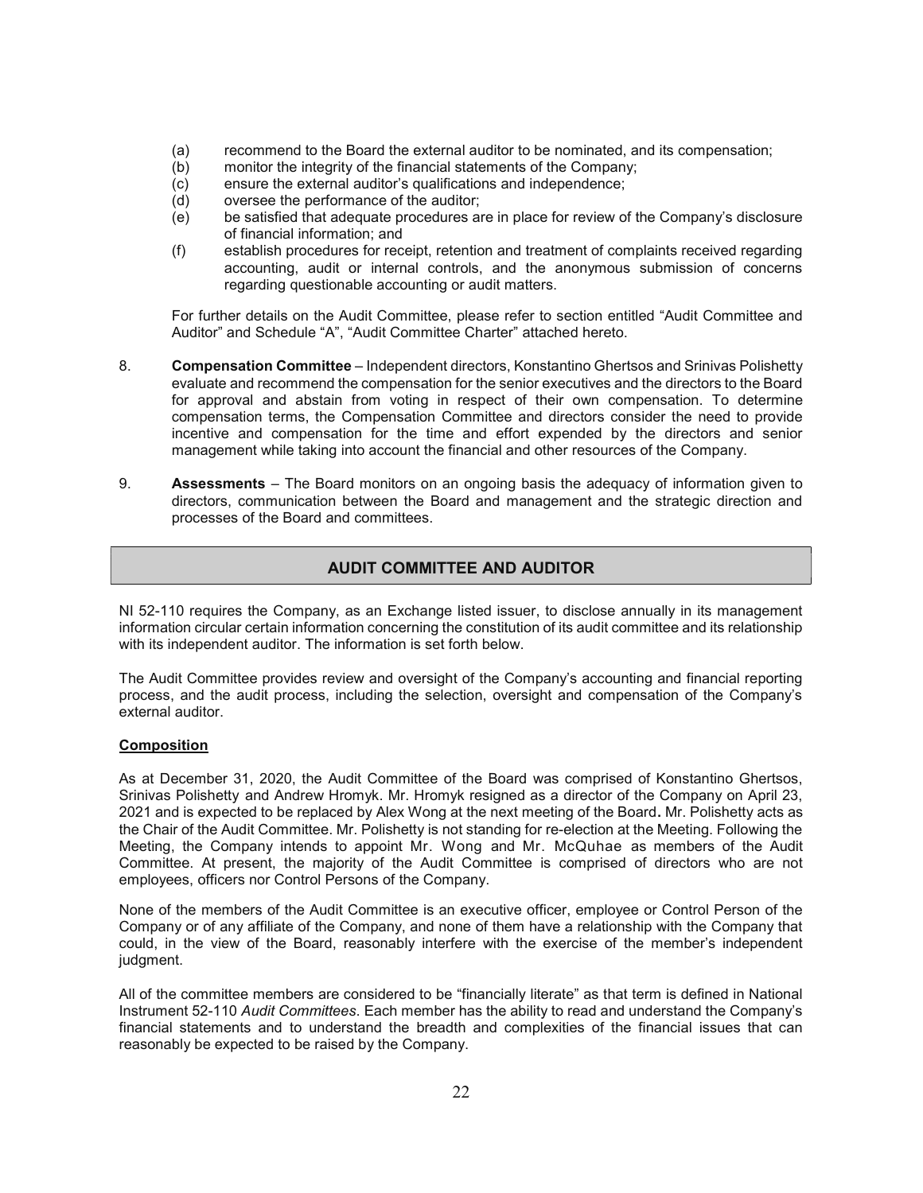(a) recommend to the Board the external auditor to be nominated, and its compensation;
(b) monitor the integrity of the financial statements of the Company;
(c) ensure the external auditor's qualifications and independence;
(d) oversee the performance of the auditor;
(e) be satisfied that adequate procedures are in place for review of the Company's disclosure of financial information; and
(f) establish procedures for receipt, retention and treatment of complaints received regarding accounting, audit or internal controls, and the anonymous submission of concerns regarding questionable accounting or audit matters.

For further details on the Audit Committee, please refer to section entitled "Audit Committee and Auditor" and Schedule "A", "Audit Committee Charter" attached hereto.

8. **Compensation Committee** – Independent directors, Konstantino Ghertsos and Srinivas Polishetty evaluate and recommend the compensation for the senior executives and the directors to the Board for approval and abstain from voting in respect of their own compensation. To determine compensation terms, the Compensation Committee and directors consider the need to provide incentive and compensation for the time and effort expended by the directors and senior management while taking into account the financial and other resources of the Company.

9. **Assessments** – The Board monitors on an ongoing basis the adequacy of information given to directors, communication between the Board and management and the strategic direction and processes of the Board and committees.

## AUDIT COMMITTEE AND AUDITOR

NI 52-110 requires the Company, as an Exchange listed issuer, to disclose annually in its management information circular certain information concerning the constitution of its audit committee and its relationship with its independent auditor. The information is set forth below.

The Audit Committee provides review and oversight of the Company's accounting and financial reporting process, and the audit process, including the selection, oversight and compensation of the Company's external auditor.

### Composition

As at December 31, 2020, the Audit Committee of the Board was comprised of Konstantino Ghertsos, Srinivas Polishetty and Andrew Hromyk. Mr. Hromyk resigned as a director of the Company on April 23, 2021 and is expected to be replaced by Alex Wong at the next meeting of the Board**.** Mr. Polishetty acts as the Chair of the Audit Committee. Mr. Polishetty is not standing for re-election at the Meeting. Following the Meeting, the Company intends to appoint Mr. Wong and Mr. McQuhae as members of the Audit Committee. At present, the majority of the Audit Committee is comprised of directors who are not employees, officers nor Control Persons of the Company.

None of the members of the Audit Committee is an executive officer, employee or Control Person of the Company or of any affiliate of the Company, and none of them have a relationship with the Company that could, in the view of the Board, reasonably interfere with the exercise of the member's independent judgment.

All of the committee members are considered to be "financially literate" as that term is defined in National Instrument 52-110 *Audit Committees*. Each member has the ability to read and understand the Company's financial statements and to understand the breadth and complexities of the financial issues that can reasonably be expected to be raised by the Company.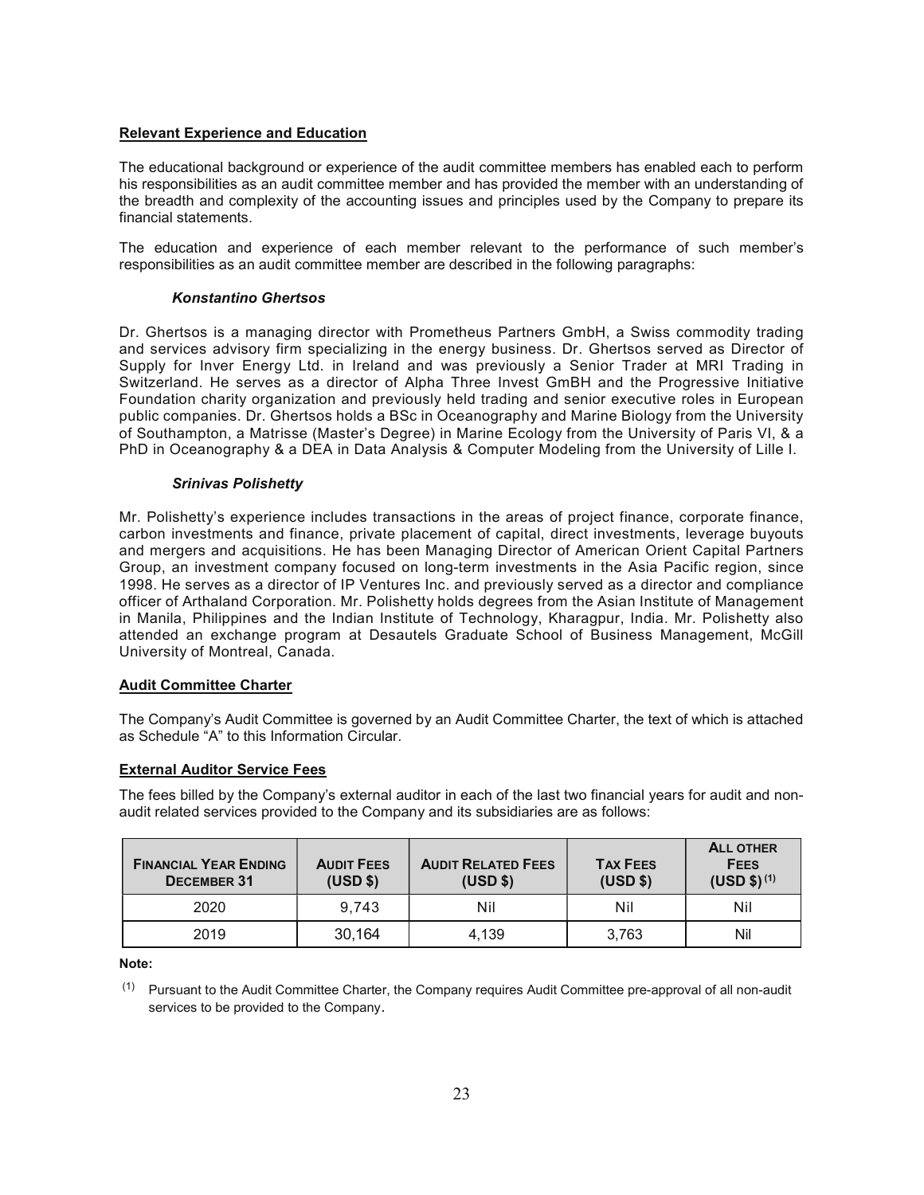**Relevant Experience and Education**

The educational background or experience of the audit committee members has enabled each to perform his responsibilities as an audit committee member and has provided the member with an understanding of the breadth and complexity of the accounting issues and principles used by the Company to prepare its financial statements.

The education and experience of each member relevant to the performance of such member's responsibilities as an audit committee member are described in the following paragraphs:

***Konstantino Ghertsos***

Dr. Ghertsos is a managing director with Prometheus Partners GmbH, a Swiss commodity trading and services advisory firm specializing in the energy business. Dr. Ghertsos served as Director of Supply for Inver Energy Ltd. in Ireland and was previously a Senior Trader at MRI Trading in Switzerland. He serves as a director of Alpha Three Invest GmBH and the Progressive Initiative Foundation charity organization and previously held trading and senior executive roles in European public companies. Dr. Ghertsos holds a BSc in Oceanography and Marine Biology from the University of Southampton, a Matrisse (Master's Degree) in Marine Ecology from the University of Paris VI, & a PhD in Oceanography & a DEA in Data Analysis & Computer Modeling from the University of Lille I.

***Srinivas Polishetty***

Mr. Polishetty's experience includes transactions in the areas of project finance, corporate finance, carbon investments and finance, private placement of capital, direct investments, leverage buyouts and mergers and acquisitions. He has been Managing Director of American Orient Capital Partners Group, an investment company focused on long-term investments in the Asia Pacific region, since 1998. He serves as a director of IP Ventures Inc. and previously served as a director and compliance officer of Arthaland Corporation. Mr. Polishetty holds degrees from the Asian Institute of Management in Manila, Philippines and the Indian Institute of Technology, Kharagpur, India. Mr. Polishetty also attended an exchange program at Desautels Graduate School of Business Management, McGill University of Montreal, Canada.

**Audit Committee Charter**

The Company's Audit Committee is governed by an Audit Committee Charter, the text of which is attached as Schedule "A" to this Information Circular.

**External Auditor Service Fees**

The fees billed by the Company's external auditor in each of the last two financial years for audit and non-audit related services provided to the Company and its subsidiaries are as follows:

| FINANCIAL YEAR ENDING DECEMBER 31 | AUDIT FEES (USD $) | AUDIT RELATED FEES (USD $) | TAX FEES (USD $) | ALL OTHER FEES (USD $) (1) |
|---|---|---|---|---|
| 2020 | 9,743 | Nil | Nil | Nil |
| 2019 | 30,164 | 4,139 | 3,763 | Nil |

**Note:**

(1) Pursuant to the Audit Committee Charter, the Company requires Audit Committee pre-approval of all non-audit services to be provided to the Company.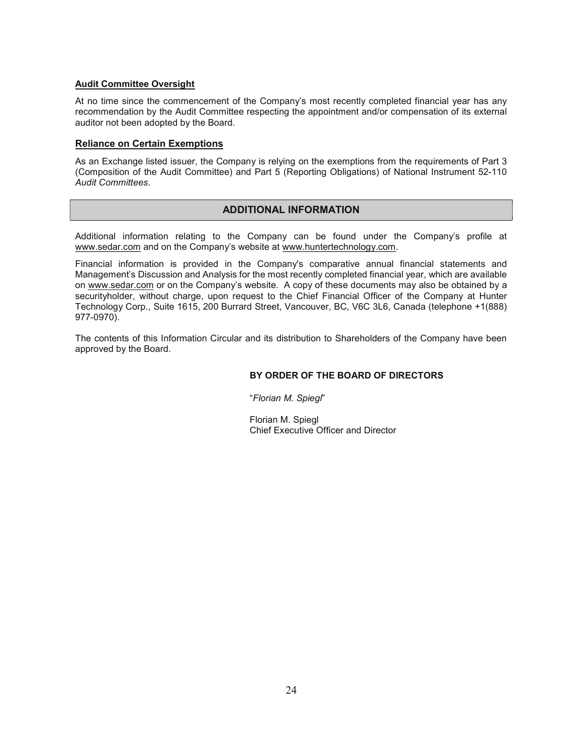**Audit Committee Oversight**

At no time since the commencement of the Company's most recently completed financial year has any recommendation by the Audit Committee respecting the appointment and/or compensation of its external auditor not been adopted by the Board.

**Reliance on Certain Exemptions**

As an Exchange listed issuer, the Company is relying on the exemptions from the requirements of Part 3 (Composition of the Audit Committee) and Part 5 (Reporting Obligations) of National Instrument 52-110 *Audit Committees*.

## ADDITIONAL INFORMATION

Additional information relating to the Company can be found under the Company's profile at www.sedar.com and on the Company's website at www.huntertechnology.com.

Financial information is provided in the Company's comparative annual financial statements and Management's Discussion and Analysis for the most recently completed financial year, which are available on www.sedar.com or on the Company's website. A copy of these documents may also be obtained by a securityholder, without charge, upon request to the Chief Financial Officer of the Company at Hunter Technology Corp., Suite 1615, 200 Burrard Street, Vancouver, BC, V6C 3L6, Canada (telephone +1(888) 977-0970).

The contents of this Information Circular and its distribution to Shareholders of the Company have been approved by the Board.

**BY ORDER OF THE BOARD OF DIRECTORS**

"*Florian M. Spiegl*"

Florian M. Spiegl
Chief Executive Officer and Director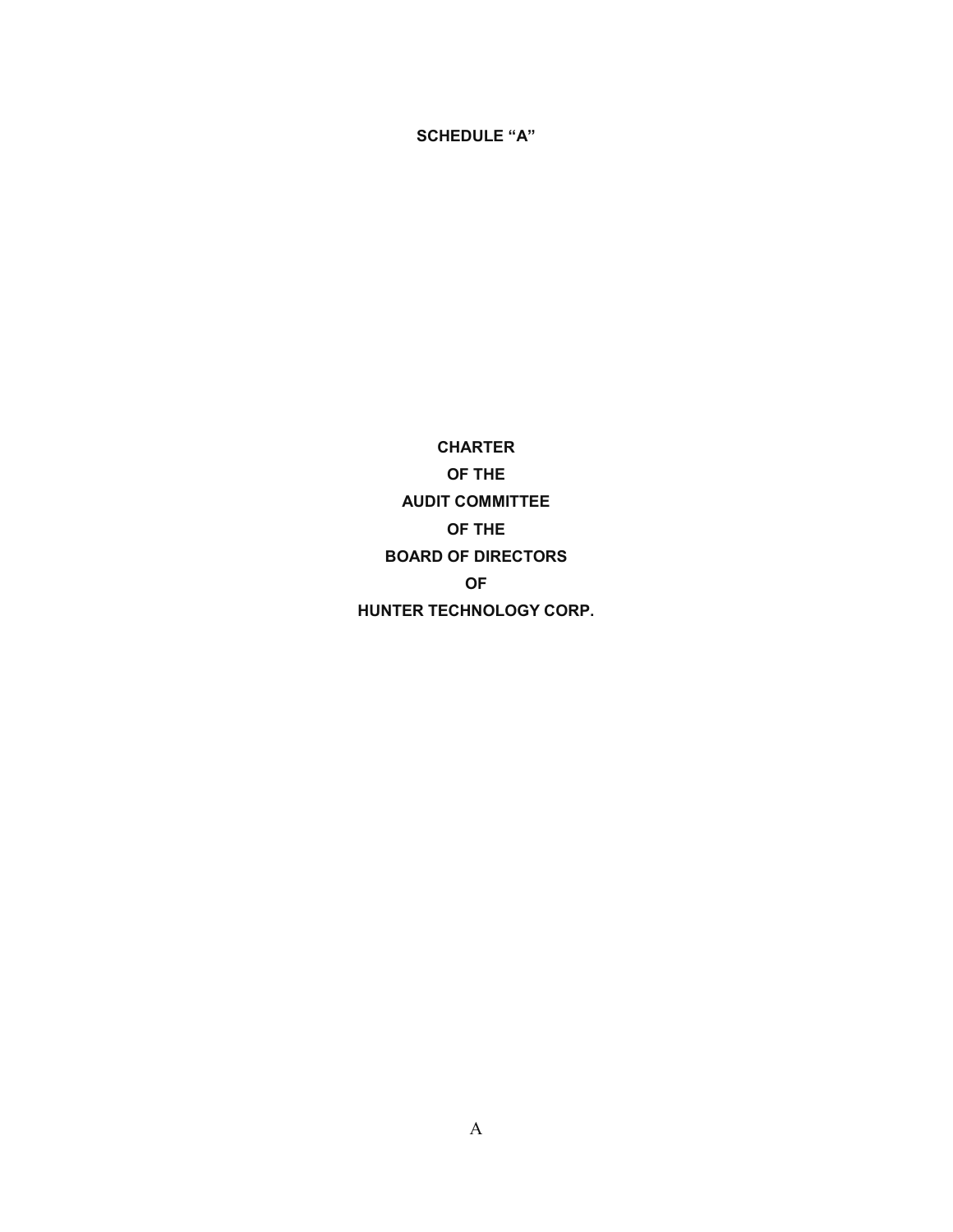**SCHEDULE "A"**

**CHARTER**

**OF THE**

**AUDIT COMMITTEE**

**OF THE**

**BOARD OF DIRECTORS**

**OF**

**HUNTER TECHNOLOGY CORP.**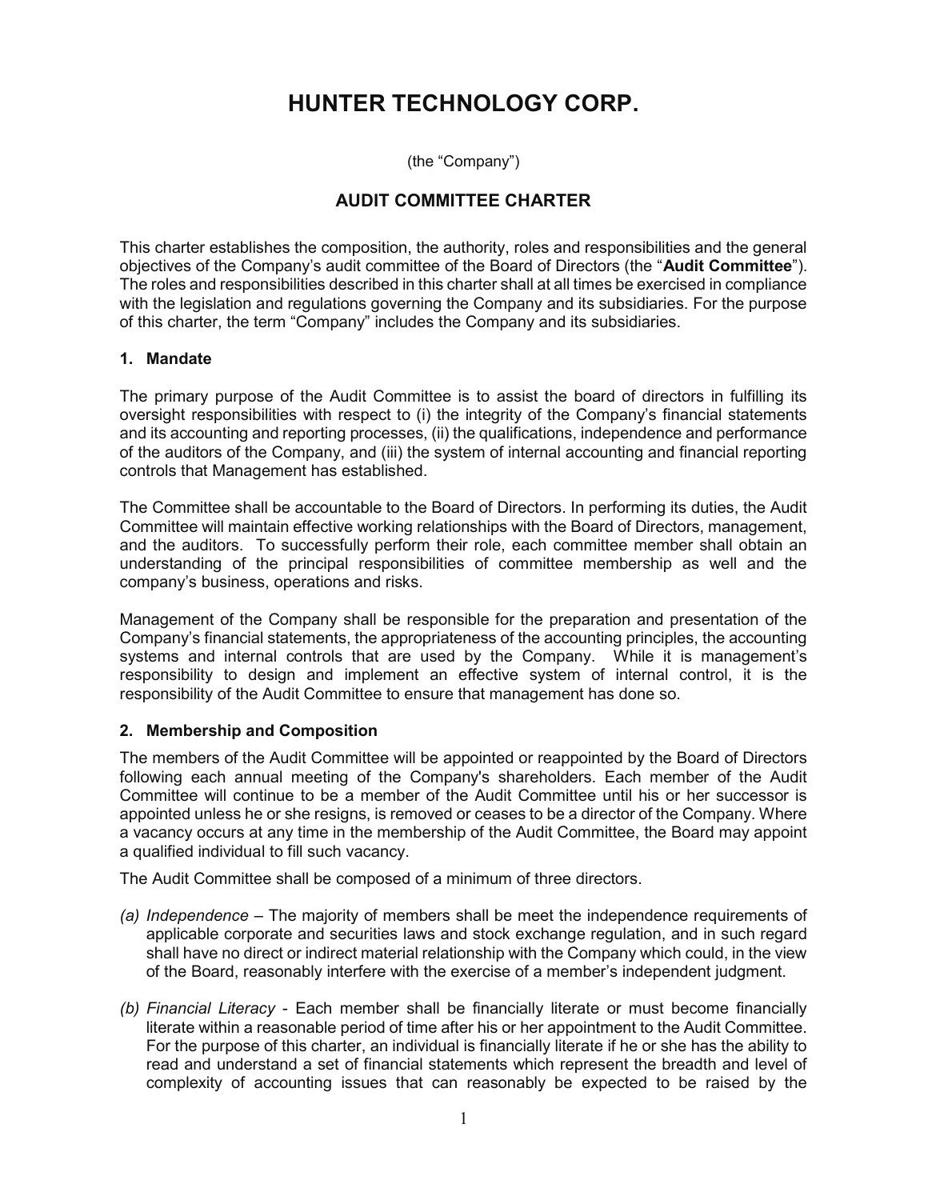# HUNTER TECHNOLOGY CORP.

(the "Company")

## AUDIT COMMITTEE CHARTER

This charter establishes the composition, the authority, roles and responsibilities and the general objectives of the Company's audit committee of the Board of Directors (the "**Audit Committee**"). The roles and responsibilities described in this charter shall at all times be exercised in compliance with the legislation and regulations governing the Company and its subsidiaries. For the purpose of this charter, the term "Company" includes the Company and its subsidiaries.

### 1. Mandate

The primary purpose of the Audit Committee is to assist the board of directors in fulfilling its oversight responsibilities with respect to (i) the integrity of the Company's financial statements and its accounting and reporting processes, (ii) the qualifications, independence and performance of the auditors of the Company, and (iii) the system of internal accounting and financial reporting controls that Management has established.

The Committee shall be accountable to the Board of Directors. In performing its duties, the Audit Committee will maintain effective working relationships with the Board of Directors, management, and the auditors. To successfully perform their role, each committee member shall obtain an understanding of the principal responsibilities of committee membership as well and the company's business, operations and risks.

Management of the Company shall be responsible for the preparation and presentation of the Company's financial statements, the appropriateness of the accounting principles, the accounting systems and internal controls that are used by the Company. While it is management's responsibility to design and implement an effective system of internal control, it is the responsibility of the Audit Committee to ensure that management has done so.

### 2. Membership and Composition

The members of the Audit Committee will be appointed or reappointed by the Board of Directors following each annual meeting of the Company's shareholders. Each member of the Audit Committee will continue to be a member of the Audit Committee until his or her successor is appointed unless he or she resigns, is removed or ceases to be a director of the Company. Where a vacancy occurs at any time in the membership of the Audit Committee, the Board may appoint a qualified individual to fill such vacancy.

The Audit Committee shall be composed of a minimum of three directors.

*(a) Independence* – The majority of members shall be meet the independence requirements of applicable corporate and securities laws and stock exchange regulation, and in such regard shall have no direct or indirect material relationship with the Company which could, in the view of the Board, reasonably interfere with the exercise of a member's independent judgment.

*(b) Financial Literacy* - Each member shall be financially literate or must become financially literate within a reasonable period of time after his or her appointment to the Audit Committee. For the purpose of this charter, an individual is financially literate if he or she has the ability to read and understand a set of financial statements which represent the breadth and level of complexity of accounting issues that can reasonably be expected to be raised by the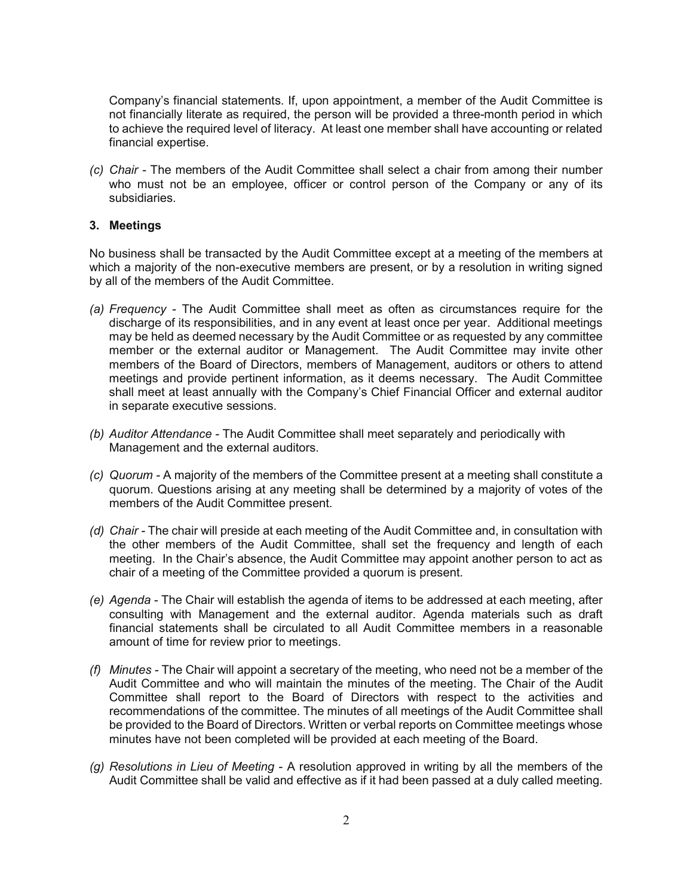Company's financial statements. If, upon appointment, a member of the Audit Committee is not financially literate as required, the person will be provided a three-month period in which to achieve the required level of literacy. At least one member shall have accounting or related financial expertise.

*(c) Chair* - The members of the Audit Committee shall select a chair from among their number who must not be an employee, officer or control person of the Company or any of its subsidiaries.

### 3. Meetings

No business shall be transacted by the Audit Committee except at a meeting of the members at which a majority of the non-executive members are present, or by a resolution in writing signed by all of the members of the Audit Committee.

*(a) Frequency* - The Audit Committee shall meet as often as circumstances require for the discharge of its responsibilities, and in any event at least once per year. Additional meetings may be held as deemed necessary by the Audit Committee or as requested by any committee member or the external auditor or Management. The Audit Committee may invite other members of the Board of Directors, members of Management, auditors or others to attend meetings and provide pertinent information, as it deems necessary. The Audit Committee shall meet at least annually with the Company's Chief Financial Officer and external auditor in separate executive sessions.

*(b) Auditor Attendance* - The Audit Committee shall meet separately and periodically with Management and the external auditors.

*(c) Quorum* - A majority of the members of the Committee present at a meeting shall constitute a quorum. Questions arising at any meeting shall be determined by a majority of votes of the members of the Audit Committee present.

*(d) Chair* - The chair will preside at each meeting of the Audit Committee and, in consultation with the other members of the Audit Committee, shall set the frequency and length of each meeting. In the Chair's absence, the Audit Committee may appoint another person to act as chair of a meeting of the Committee provided a quorum is present.

*(e) Agenda* - The Chair will establish the agenda of items to be addressed at each meeting, after consulting with Management and the external auditor. Agenda materials such as draft financial statements shall be circulated to all Audit Committee members in a reasonable amount of time for review prior to meetings.

*(f) Minutes* - The Chair will appoint a secretary of the meeting, who need not be a member of the Audit Committee and who will maintain the minutes of the meeting. The Chair of the Audit Committee shall report to the Board of Directors with respect to the activities and recommendations of the committee. The minutes of all meetings of the Audit Committee shall be provided to the Board of Directors. Written or verbal reports on Committee meetings whose minutes have not been completed will be provided at each meeting of the Board.

*(g) Resolutions in Lieu of Meeting* - A resolution approved in writing by all the members of the Audit Committee shall be valid and effective as if it had been passed at a duly called meeting.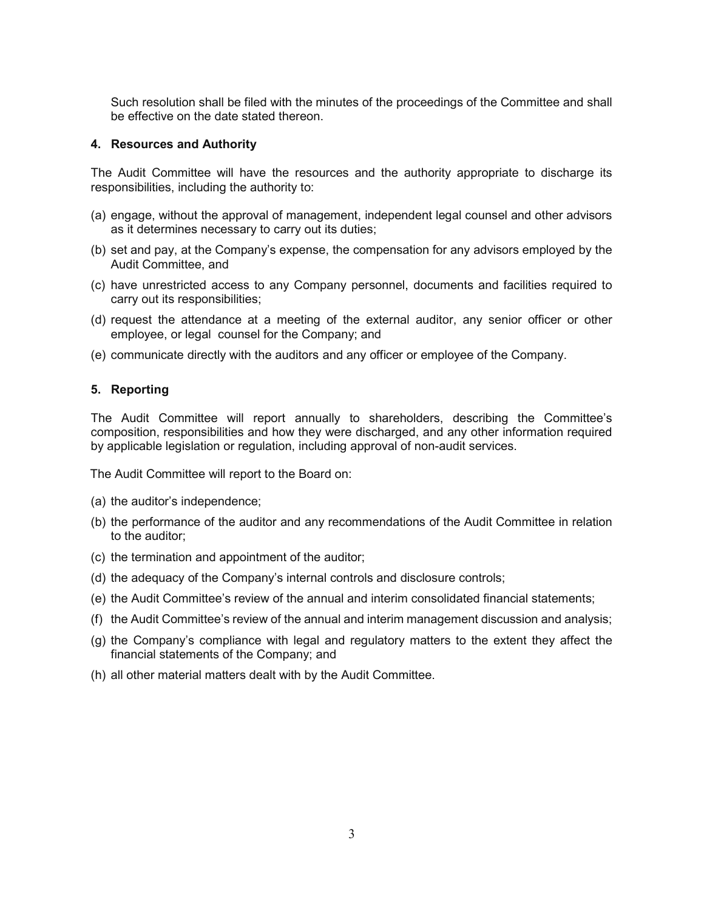Such resolution shall be filed with the minutes of the proceedings of the Committee and shall be effective on the date stated thereon.

### 4. Resources and Authority

The Audit Committee will have the resources and the authority appropriate to discharge its responsibilities, including the authority to:

(a) engage, without the approval of management, independent legal counsel and other advisors as it determines necessary to carry out its duties;

(b) set and pay, at the Company's expense, the compensation for any advisors employed by the Audit Committee, and

(c) have unrestricted access to any Company personnel, documents and facilities required to carry out its responsibilities;

(d) request the attendance at a meeting of the external auditor, any senior officer or other employee, or legal counsel for the Company; and

(e) communicate directly with the auditors and any officer or employee of the Company.

### 5. Reporting

The Audit Committee will report annually to shareholders, describing the Committee's composition, responsibilities and how they were discharged, and any other information required by applicable legislation or regulation, including approval of non-audit services.

The Audit Committee will report to the Board on:

(a) the auditor's independence;

(b) the performance of the auditor and any recommendations of the Audit Committee in relation to the auditor;

(c) the termination and appointment of the auditor;

(d) the adequacy of the Company's internal controls and disclosure controls;

(e) the Audit Committee's review of the annual and interim consolidated financial statements;

(f) the Audit Committee's review of the annual and interim management discussion and analysis;

(g) the Company's compliance with legal and regulatory matters to the extent they affect the financial statements of the Company; and

(h) all other material matters dealt with by the Audit Committee.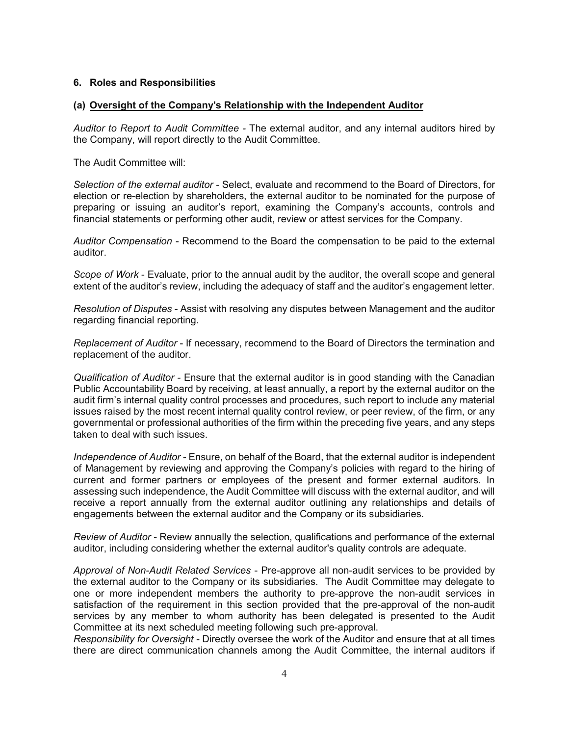## 6. Roles and Responsibilities

### (a) Oversight of the Company's Relationship with the Independent Auditor

*Auditor to Report to Audit Committee* - The external auditor, and any internal auditors hired by the Company, will report directly to the Audit Committee.

The Audit Committee will:

*Selection of the external auditor* - Select, evaluate and recommend to the Board of Directors, for election or re-election by shareholders, the external auditor to be nominated for the purpose of preparing or issuing an auditor's report, examining the Company's accounts, controls and financial statements or performing other audit, review or attest services for the Company.

*Auditor Compensation* - Recommend to the Board the compensation to be paid to the external auditor.

*Scope of Work* - Evaluate, prior to the annual audit by the auditor, the overall scope and general extent of the auditor's review, including the adequacy of staff and the auditor's engagement letter.

*Resolution of Disputes* - Assist with resolving any disputes between Management and the auditor regarding financial reporting.

*Replacement of Auditor* - If necessary, recommend to the Board of Directors the termination and replacement of the auditor.

*Qualification of Auditor* - Ensure that the external auditor is in good standing with the Canadian Public Accountability Board by receiving, at least annually, a report by the external auditor on the audit firm's internal quality control processes and procedures, such report to include any material issues raised by the most recent internal quality control review, or peer review, of the firm, or any governmental or professional authorities of the firm within the preceding five years, and any steps taken to deal with such issues.

*Independence of Auditor* - Ensure, on behalf of the Board, that the external auditor is independent of Management by reviewing and approving the Company's policies with regard to the hiring of current and former partners or employees of the present and former external auditors. In assessing such independence, the Audit Committee will discuss with the external auditor, and will receive a report annually from the external auditor outlining any relationships and details of engagements between the external auditor and the Company or its subsidiaries.

*Review of Auditor* - Review annually the selection, qualifications and performance of the external auditor, including considering whether the external auditor's quality controls are adequate.

*Approval of Non-Audit Related Services* - Pre-approve all non-audit services to be provided by the external auditor to the Company or its subsidiaries. The Audit Committee may delegate to one or more independent members the authority to pre-approve the non-audit services in satisfaction of the requirement in this section provided that the pre-approval of the non-audit services by any member to whom authority has been delegated is presented to the Audit Committee at its next scheduled meeting following such pre-approval.

*Responsibility for Oversight* - Directly oversee the work of the Auditor and ensure that at all times there are direct communication channels among the Audit Committee, the internal auditors if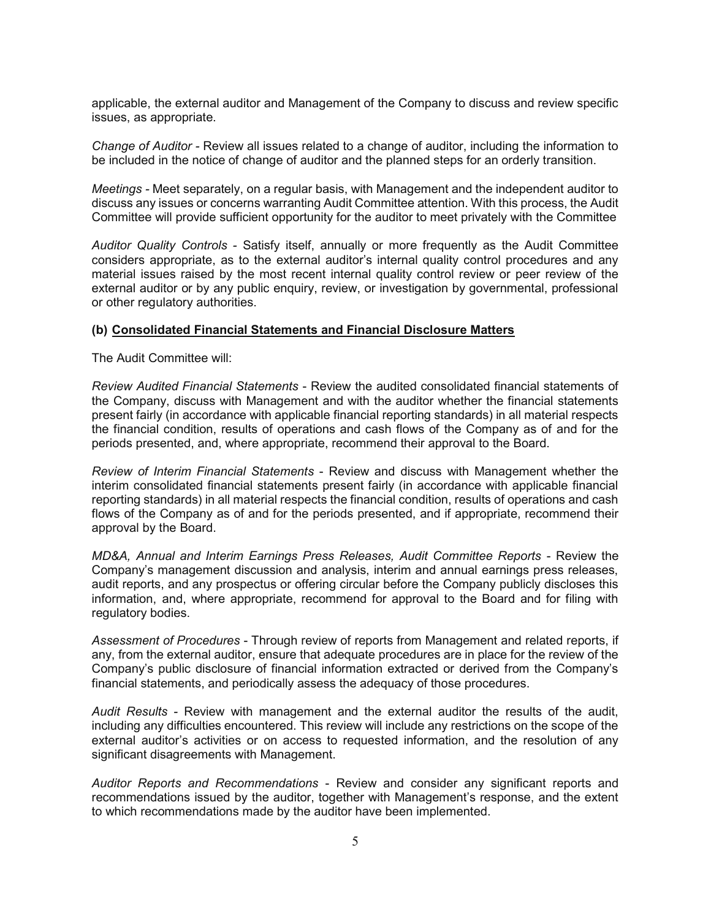applicable, the external auditor and Management of the Company to discuss and review specific issues, as appropriate.

*Change of Auditor* - Review all issues related to a change of auditor, including the information to be included in the notice of change of auditor and the planned steps for an orderly transition.

*Meetings* - Meet separately, on a regular basis, with Management and the independent auditor to discuss any issues or concerns warranting Audit Committee attention. With this process, the Audit Committee will provide sufficient opportunity for the auditor to meet privately with the Committee

*Auditor Quality Controls* - Satisfy itself, annually or more frequently as the Audit Committee considers appropriate, as to the external auditor's internal quality control procedures and any material issues raised by the most recent internal quality control review or peer review of the external auditor or by any public enquiry, review, or investigation by governmental, professional or other regulatory authorities.

**(b) <u>Consolidated Financial Statements and Financial Disclosure Matters</u>**

The Audit Committee will:

*Review Audited Financial Statements* - Review the audited consolidated financial statements of the Company, discuss with Management and with the auditor whether the financial statements present fairly (in accordance with applicable financial reporting standards) in all material respects the financial condition, results of operations and cash flows of the Company as of and for the periods presented, and, where appropriate, recommend their approval to the Board.

*Review of Interim Financial Statements* - Review and discuss with Management whether the interim consolidated financial statements present fairly (in accordance with applicable financial reporting standards) in all material respects the financial condition, results of operations and cash flows of the Company as of and for the periods presented, and if appropriate, recommend their approval by the Board.

*MD&A, Annual and Interim Earnings Press Releases, Audit Committee Reports* - Review the Company's management discussion and analysis, interim and annual earnings press releases, audit reports, and any prospectus or offering circular before the Company publicly discloses this information, and, where appropriate, recommend for approval to the Board and for filing with regulatory bodies.

*Assessment of Procedures* - Through review of reports from Management and related reports, if any, from the external auditor, ensure that adequate procedures are in place for the review of the Company's public disclosure of financial information extracted or derived from the Company's financial statements, and periodically assess the adequacy of those procedures.

*Audit Results* - Review with management and the external auditor the results of the audit, including any difficulties encountered. This review will include any restrictions on the scope of the external auditor's activities or on access to requested information, and the resolution of any significant disagreements with Management.

*Auditor Reports and Recommendations* - Review and consider any significant reports and recommendations issued by the auditor, together with Management's response, and the extent to which recommendations made by the auditor have been implemented.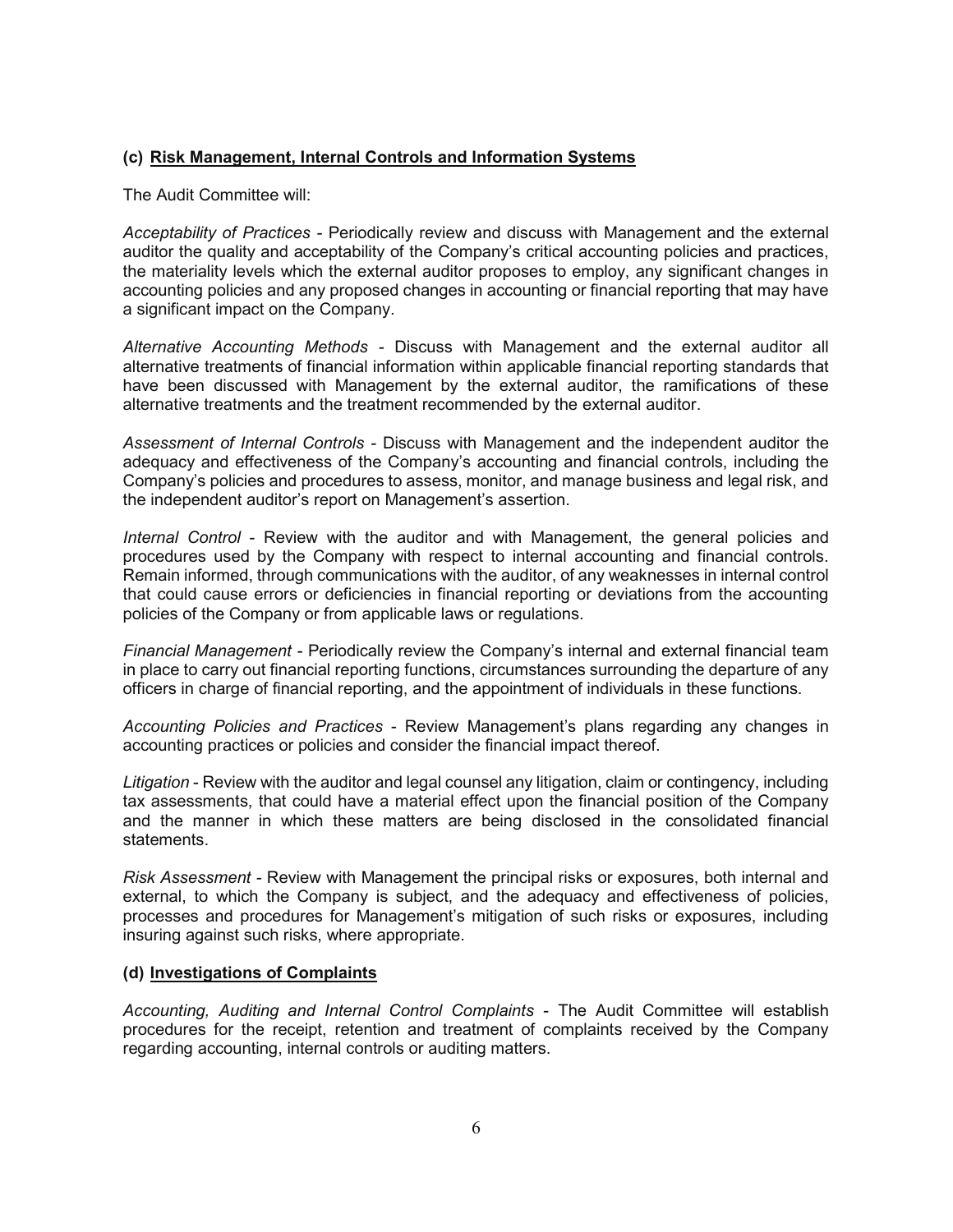### (c) Risk Management, Internal Controls and Information Systems

The Audit Committee will:

*Acceptability of Practices* - Periodically review and discuss with Management and the external auditor the quality and acceptability of the Company's critical accounting policies and practices, the materiality levels which the external auditor proposes to employ, any significant changes in accounting policies and any proposed changes in accounting or financial reporting that may have a significant impact on the Company.

*Alternative Accounting Methods* - Discuss with Management and the external auditor all alternative treatments of financial information within applicable financial reporting standards that have been discussed with Management by the external auditor, the ramifications of these alternative treatments and the treatment recommended by the external auditor.

*Assessment of Internal Controls* - Discuss with Management and the independent auditor the adequacy and effectiveness of the Company's accounting and financial controls, including the Company's policies and procedures to assess, monitor, and manage business and legal risk, and the independent auditor's report on Management's assertion.

*Internal Control* - Review with the auditor and with Management, the general policies and procedures used by the Company with respect to internal accounting and financial controls. Remain informed, through communications with the auditor, of any weaknesses in internal control that could cause errors or deficiencies in financial reporting or deviations from the accounting policies of the Company or from applicable laws or regulations.

*Financial Management* - Periodically review the Company's internal and external financial team in place to carry out financial reporting functions, circumstances surrounding the departure of any officers in charge of financial reporting, and the appointment of individuals in these functions.

*Accounting Policies and Practices* - Review Management's plans regarding any changes in accounting practices or policies and consider the financial impact thereof.

*Litigation* - Review with the auditor and legal counsel any litigation, claim or contingency, including tax assessments, that could have a material effect upon the financial position of the Company and the manner in which these matters are being disclosed in the consolidated financial statements.

*Risk Assessment* - Review with Management the principal risks or exposures, both internal and external, to which the Company is subject, and the adequacy and effectiveness of policies, processes and procedures for Management's mitigation of such risks or exposures, including insuring against such risks, where appropriate.

### (d) Investigations of Complaints

*Accounting, Auditing and Internal Control Complaints* - The Audit Committee will establish procedures for the receipt, retention and treatment of complaints received by the Company regarding accounting, internal controls or auditing matters.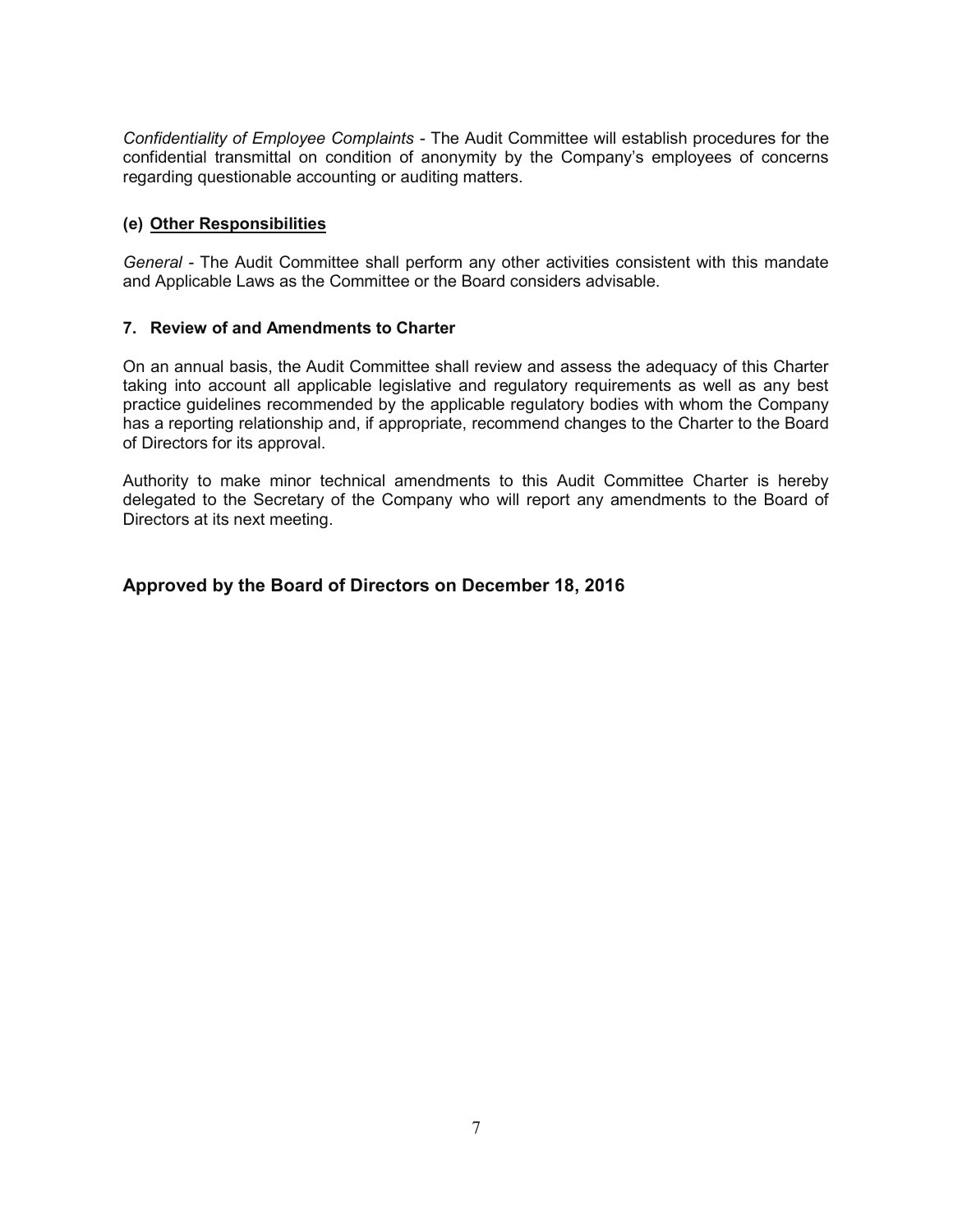*Confidentiality of Employee Complaints* - The Audit Committee will establish procedures for the confidential transmittal on condition of anonymity by the Company's employees of concerns regarding questionable accounting or auditing matters.

### (e) Other Responsibilities

*General* - The Audit Committee shall perform any other activities consistent with this mandate and Applicable Laws as the Committee or the Board considers advisable.

### 7. Review of and Amendments to Charter

On an annual basis, the Audit Committee shall review and assess the adequacy of this Charter taking into account all applicable legislative and regulatory requirements as well as any best practice guidelines recommended by the applicable regulatory bodies with whom the Company has a reporting relationship and, if appropriate, recommend changes to the Charter to the Board of Directors for its approval.

Authority to make minor technical amendments to this Audit Committee Charter is hereby delegated to the Secretary of the Company who will report any amendments to the Board of Directors at its next meeting.

**Approved by the Board of Directors on December 18, 2016**